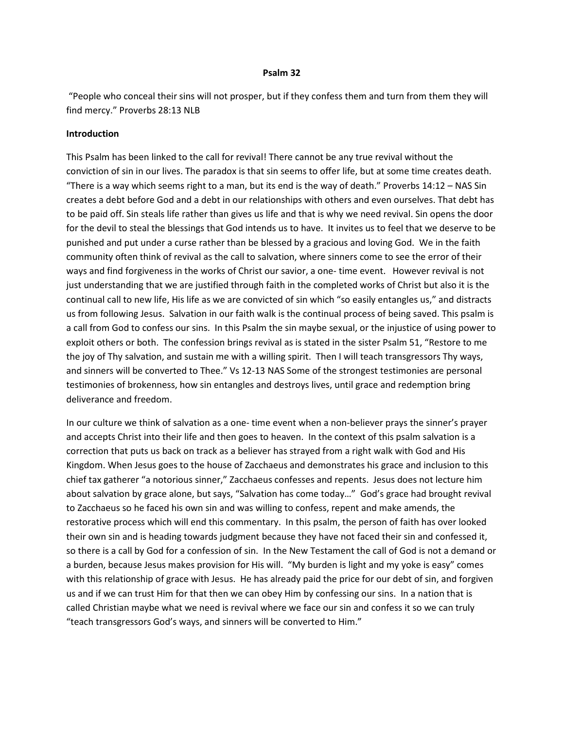# Psalm 32

"People who conceal their sins will not prosper, but if they confess them and turn from them they will find mercy." Proverbs 28:13 NLB

## Introduction

This Psalm has been linked to the call for revival! There cannot be any true revival without the conviction of sin in our lives. The paradox is that sin seems to offer life, but at some time creates death. "There is a way which seems right to a man, but its end is the way of death." Proverbs 14:12 – NAS Sin creates a debt before God and a debt in our relationships with others and even ourselves. That debt has to be paid off. Sin steals life rather than gives us life and that is why we need revival. Sin opens the door for the devil to steal the blessings that God intends us to have. It invites us to feel that we deserve to be punished and put under a curse rather than be blessed by a gracious and loving God. We in the faith community often think of revival as the call to salvation, where sinners come to see the error of their ways and find forgiveness in the works of Christ our savior, a one- time event. However revival is not just understanding that we are justified through faith in the completed works of Christ but also it is the continual call to new life, His life as we are convicted of sin which "so easily entangles us," and distracts us from following Jesus. Salvation in our faith walk is the continual process of being saved. This psalm is a call from God to confess our sins. In this Psalm the sin maybe sexual, or the injustice of using power to exploit others or both. The confession brings revival as is stated in the sister Psalm 51, "Restore to me the joy of Thy salvation, and sustain me with a willing spirit. Then I will teach transgressors Thy ways, and sinners will be converted to Thee." Vs 12-13 NAS Some of the strongest testimonies are personal testimonies of brokenness, how sin entangles and destroys lives, until grace and redemption bring deliverance and freedom.

In our culture we think of salvation as a one- time event when a non-believer prays the sinner's prayer and accepts Christ into their life and then goes to heaven. In the context of this psalm salvation is a correction that puts us back on track as a believer has strayed from a right walk with God and His Kingdom. When Jesus goes to the house of Zacchaeus and demonstrates his grace and inclusion to this chief tax gatherer "a notorious sinner," Zacchaeus confesses and repents. Jesus does not lecture him about salvation by grace alone, but says, "Salvation has come today…" God's grace had brought revival to Zacchaeus so he faced his own sin and was willing to confess, repent and make amends, the restorative process which will end this commentary. In this psalm, the person of faith has over looked their own sin and is heading towards judgment because they have not faced their sin and confessed it, so there is a call by God for a confession of sin. In the New Testament the call of God is not a demand or a burden, because Jesus makes provision for His will. "My burden is light and my yoke is easy" comes with this relationship of grace with Jesus. He has already paid the price for our debt of sin, and forgiven us and if we can trust Him for that then we can obey Him by confessing our sins. In a nation that is called Christian maybe what we need is revival where we face our sin and confess it so we can truly "teach transgressors God's ways, and sinners will be converted to Him."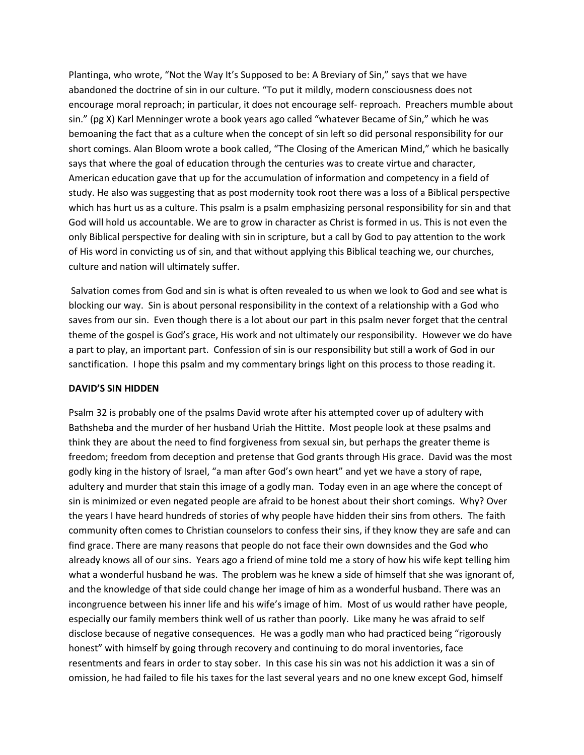Plantinga, who wrote, "Not the Way It's Supposed to be: A Breviary of Sin," says that we have abandoned the doctrine of sin in our culture. "To put it mildly, modern consciousness does not encourage moral reproach; in particular, it does not encourage self- reproach. Preachers mumble about sin." (pg X) Karl Menninger wrote a book years ago called "whatever Became of Sin," which he was bemoaning the fact that as a culture when the concept of sin left so did personal responsibility for our short comings. Alan Bloom wrote a book called, "The Closing of the American Mind," which he basically says that where the goal of education through the centuries was to create virtue and character, American education gave that up for the accumulation of information and competency in a field of study. He also was suggesting that as post modernity took root there was a loss of a Biblical perspective which has hurt us as a culture. This psalm is a psalm emphasizing personal responsibility for sin and that God will hold us accountable. We are to grow in character as Christ is formed in us. This is not even the only Biblical perspective for dealing with sin in scripture, but a call by God to pay attention to the work of His word in convicting us of sin, and that without applying this Biblical teaching we, our churches, culture and nation will ultimately suffer.

Salvation comes from God and sin is what is often revealed to us when we look to God and see what is blocking our way. Sin is about personal responsibility in the context of a relationship with a God who saves from our sin. Even though there is a lot about our part in this psalm never forget that the central theme of the gospel is God's grace, His work and not ultimately our responsibility. However we do have a part to play, an important part. Confession of sin is our responsibility but still a work of God in our sanctification. I hope this psalm and my commentary brings light on this process to those reading it.

**DAVID'S SIN HIDDEN**

Psalm 32 is probably one of the psalms David wrote after his attempted cover up of adultery with Bathsheba and the murder of her husband Uriah the Hittite. Most people look at these psalms and think they are about the need to find forgiveness from sexual sin, but perhaps the greater theme is freedom; freedom from deception and pretense that God grants through His grace. David was the most godly king in the history of Israel, "a man after God's own heart" and yet we have a story of rape, adultery and murder that stain this image of a godly man. Today even in an age where the concept of sin is minimized or even negated people are afraid to be honest about their short comings. Why? Over the years I have heard hundreds of stories of why people have hidden their sins from others. The faith community often comes to Christian counselors to confess their sins, if they know they are safe and can find grace. There are many reasons that people do not face their own downsides and the God who already knows all of our sins. Years ago a friend of mine told me a story of how his wife kept telling him what a wonderful husband he was. The problem was he knew a side of himself that she was ignorant of, and the knowledge of that side could change her image of him as a wonderful husband. There was an incongruence between his inner life and his wife's image of him. Most of us would rather have people, especially our family members think well of us rather than poorly. Like many he was afraid to self disclose because of negative consequences. He was a godly man who had practiced being "rigorously honest" with himself by going through recovery and continuing to do moral inventories, face resentments and fears in order to stay sober. In this case his sin was not his addiction it was a sin of omission, he had failed to file his taxes for the last several years and no one knew except God, himself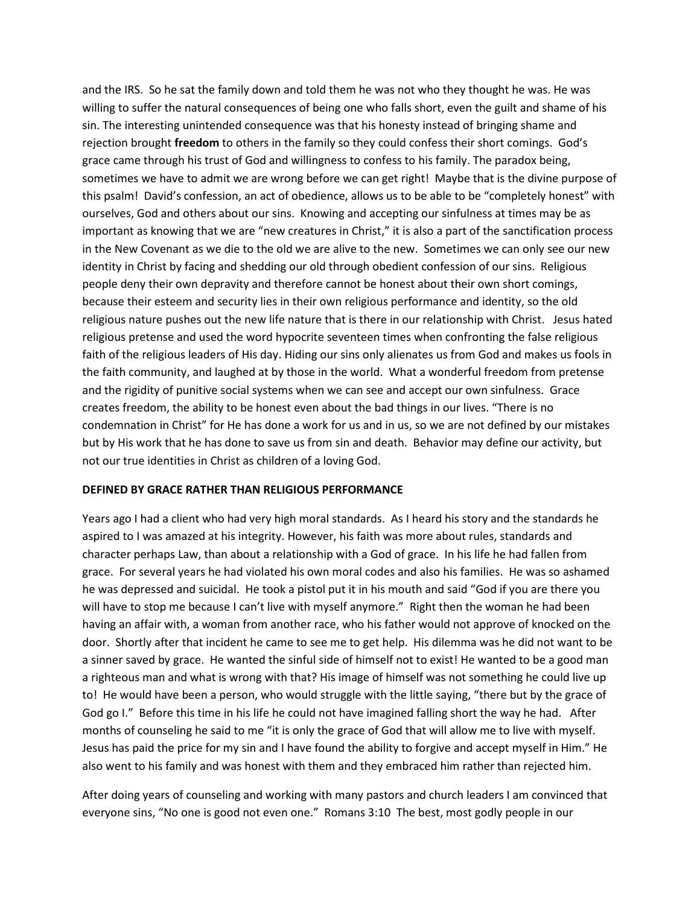and the IRS. So he sat the family down and told them he was not who they thought he was. He was willing to suffer the natural consequences of being one who falls short, even the guilt and shame of his sin. The interesting unintended consequence was that his honesty instead of bringing shame and rejection brought **freedom** to others in the family so they could confess their short comings. God's grace came through his trust of God and willingness to confess to his family. The paradox being, sometimes we have to admit we are wrong before we can get right! Maybe that is the divine purpose of this psalm! David's confession, an act of obedience, allows us to be able to be "completely honest" with ourselves, God and others about our sins. Knowing and accepting our sinfulness at times may be as important as knowing that we are "new creatures in Christ," it is also a part of the sanctification process in the New Covenant as we die to the old we are alive to the new. Sometimes we can only see our new identity in Christ by facing and shedding our old through obedient confession of our sins. Religious people deny their own depravity and therefore cannot be honest about their own short comings, because their esteem and security lies in their own religious performance and identity, so the old religious nature pushes out the new life nature that is there in our relationship with Christ. Jesus hated religious pretense and used the word hypocrite seventeen times when confronting the false religious faith of the religious leaders of His day. Hiding our sins only alienates us from God and makes us fools in the faith community, and laughed at by those in the world. What a wonderful freedom from pretense and the rigidity of punitive social systems when we can see and accept our own sinfulness. Grace creates freedom, the ability to be honest even about the bad things in our lives. "There is no condemnation in Christ" for He has done a work for us and in us, so we are not defined by our mistakes but by His work that he has done to save us from sin and death. Behavior may define our activity, but not our true identities in Christ as children of a loving God.

**DEFINED BY GRACE RATHER THAN RELIGIOUS PERFORMANCE**

Years ago I had a client who had very high moral standards. As I heard his story and the standards he aspired to I was amazed at his integrity. However, his faith was more about rules, standards and character perhaps Law, than about a relationship with a God of grace. In his life he had fallen from grace. For several years he had violated his own moral codes and also his families. He was so ashamed he was depressed and suicidal. He took a pistol put it in his mouth and said "God if you are there you will have to stop me because I can't live with myself anymore." Right then the woman he had been having an affair with, a woman from another race, who his father would not approve of knocked on the door. Shortly after that incident he came to see me to get help. His dilemma was he did not want to be a sinner saved by grace. He wanted the sinful side of himself not to exist! He wanted to be a good man a righteous man and what is wrong with that? His image of himself was not something he could live up to! He would have been a person, who would struggle with the little saying, "there but by the grace of God go I." Before this time in his life he could not have imagined falling short the way he had. After months of counseling he said to me "it is only the grace of God that will allow me to live with myself. Jesus has paid the price for my sin and I have found the ability to forgive and accept myself in Him." He also went to his family and was honest with them and they embraced him rather than rejected him.

After doing years of counseling and working with many pastors and church leaders I am convinced that everyone sins, "No one is good not even one." Romans 3:10 The best, most godly people in our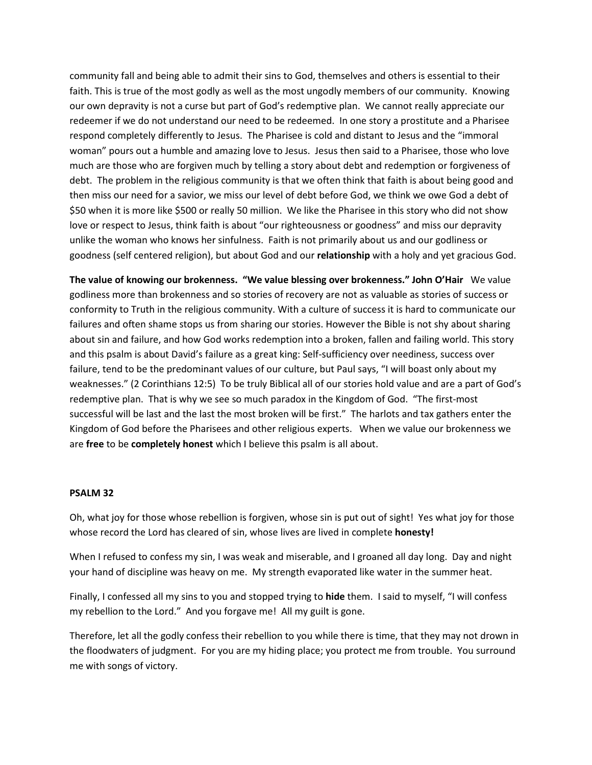community fall and being able to admit their sins to God, themselves and others is essential to their faith. This is true of the most godly as well as the most ungodly members of our community. Knowing our own depravity is not a curse but part of God's redemptive plan. We cannot really appreciate our redeemer if we do not understand our need to be redeemed. In one story a prostitute and a Pharisee respond completely differently to Jesus. The Pharisee is cold and distant to Jesus and the "immoral woman" pours out a humble and amazing love to Jesus. Jesus then said to a Pharisee, those who love much are those who are forgiven much by telling a story about debt and redemption or forgiveness of debt. The problem in the religious community is that we often think that faith is about being good and then miss our need for a savior, we miss our level of debt before God, we think we owe God a debt of $50 when it is more like $500 or really 50 million. We like the Pharisee in this story who did not show love or respect to Jesus, think faith is about "our righteousness or goodness" and miss our depravity unlike the woman who knows her sinfulness. Faith is not primarily about us and our godliness or goodness (self centered religion), but about God and our **relationship** with a holy and yet gracious God.

**The value of knowing our brokenness. "We value blessing over brokenness." John O'Hair** We value godliness more than brokenness and so stories of recovery are not as valuable as stories of success or conformity to Truth in the religious community. With a culture of success it is hard to communicate our failures and often shame stops us from sharing our stories. However the Bible is not shy about sharing about sin and failure, and how God works redemption into a broken, fallen and failing world. This story and this psalm is about David's failure as a great king: Self-sufficiency over neediness, success over failure, tend to be the predominant values of our culture, but Paul says, "I will boast only about my weaknesses." (2 Corinthians 12:5) To be truly Biblical all of our stories hold value and are a part of God's redemptive plan. That is why we see so much paradox in the Kingdom of God. "The first-most successful will be last and the last the most broken will be first." The harlots and tax gatherers enter the Kingdom of God before the Pharisees and other religious experts. When we value our brokenness we are **free** to be **completely honest** which I believe this psalm is all about.

**PSALM 32**

Oh, what joy for those whose rebellion is forgiven, whose sin is put out of sight! Yes what joy for those whose record the Lord has cleared of sin, whose lives are lived in complete **honesty!**

When I refused to confess my sin, I was weak and miserable, and I groaned all day long. Day and night your hand of discipline was heavy on me. My strength evaporated like water in the summer heat.

Finally, I confessed all my sins to you and stopped trying to **hide** them. I said to myself, "I will confess my rebellion to the Lord." And you forgave me! All my guilt is gone.

Therefore, let all the godly confess their rebellion to you while there is time, that they may not drown in the floodwaters of judgment. For you are my hiding place; you protect me from trouble. You surround me with songs of victory.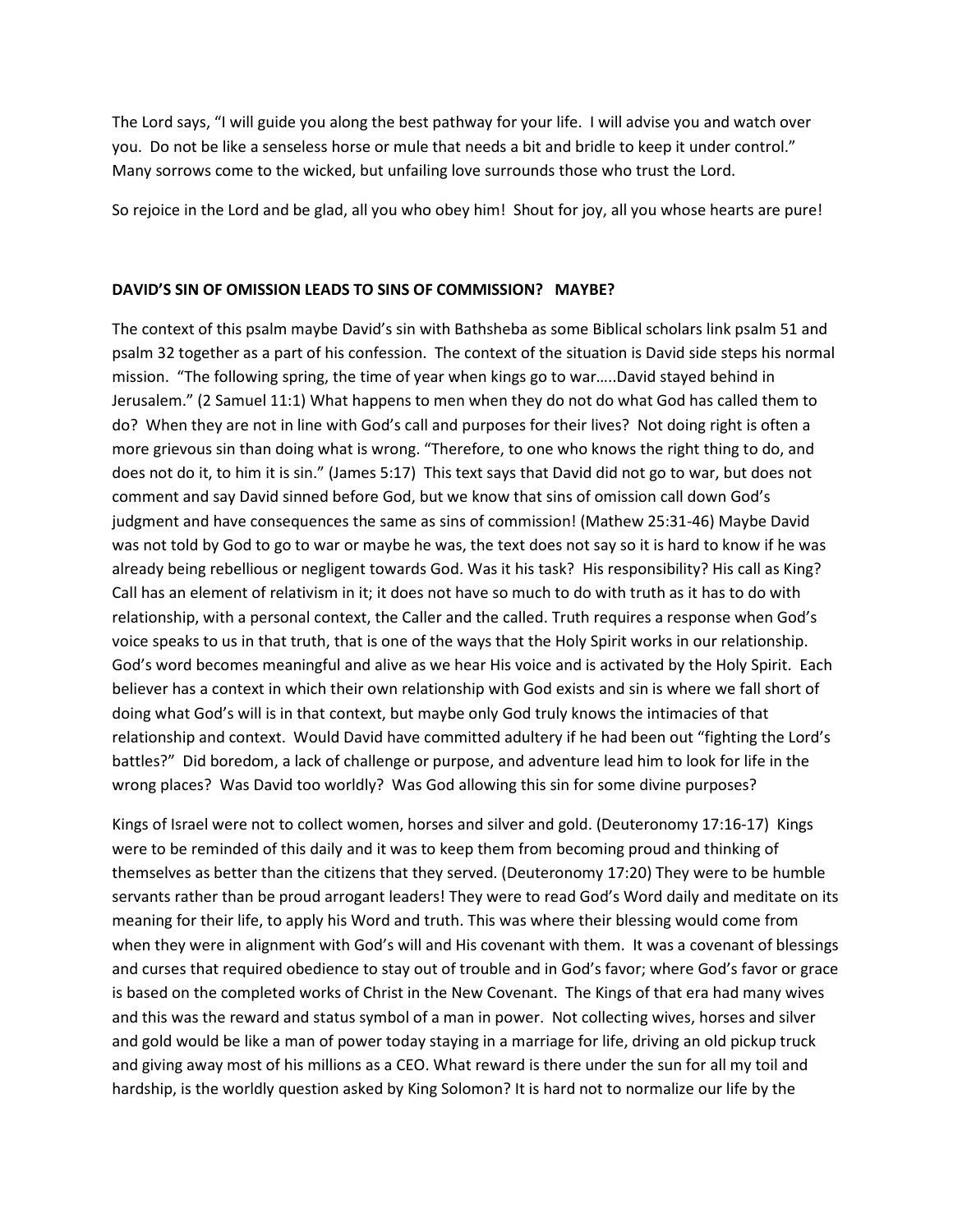The Lord says, “I will guide you along the best pathway for your life. I will advise you and watch over you. Do not be like a senseless horse or mule that needs a bit and bridle to keep it under control.” Many sorrows come to the wicked, but unfailing love surrounds those who trust the Lord.

So rejoice in the Lord and be glad, all you who obey him! Shout for joy, all you whose hearts are pure!

**DAVID’S SIN OF OMISSION LEADS TO SINS OF COMMISSION? MAYBE?**

The context of this psalm maybe David’s sin with Bathsheba as some Biblical scholars link psalm 51 and psalm 32 together as a part of his confession. The context of the situation is David side steps his normal mission. “The following spring, the time of year when kings go to war…..David stayed behind in Jerusalem.” (2 Samuel 11:1) What happens to men when they do not do what God has called them to do? When they are not in line with God’s call and purposes for their lives? Not doing right is often a more grievous sin than doing what is wrong. “Therefore, to one who knows the right thing to do, and does not do it, to him it is sin.” (James 5:17) This text says that David did not go to war, but does not comment and say David sinned before God, but we know that sins of omission call down God’s judgment and have consequences the same as sins of commission! (Mathew 25:31-46) Maybe David was not told by God to go to war or maybe he was, the text does not say so it is hard to know if he was already being rebellious or negligent towards God. Was it his task? His responsibility? His call as King? Call has an element of relativism in it; it does not have so much to do with truth as it has to do with relationship, with a personal context, the Caller and the called. Truth requires a response when God’s voice speaks to us in that truth, that is one of the ways that the Holy Spirit works in our relationship. God’s word becomes meaningful and alive as we hear His voice and is activated by the Holy Spirit. Each believer has a context in which their own relationship with God exists and sin is where we fall short of doing what God’s will is in that context, but maybe only God truly knows the intimacies of that relationship and context. Would David have committed adultery if he had been out “fighting the Lord’s battles?” Did boredom, a lack of challenge or purpose, and adventure lead him to look for life in the wrong places? Was David too worldly? Was God allowing this sin for some divine purposes?

Kings of Israel were not to collect women, horses and silver and gold. (Deuteronomy 17:16-17) Kings were to be reminded of this daily and it was to keep them from becoming proud and thinking of themselves as better than the citizens that they served. (Deuteronomy 17:20) They were to be humble servants rather than be proud arrogant leaders! They were to read God’s Word daily and meditate on its meaning for their life, to apply his Word and truth. This was where their blessing would come from when they were in alignment with God’s will and His covenant with them. It was a covenant of blessings and curses that required obedience to stay out of trouble and in God’s favor; where God’s favor or grace is based on the completed works of Christ in the New Covenant. The Kings of that era had many wives and this was the reward and status symbol of a man in power. Not collecting wives, horses and silver and gold would be like a man of power today staying in a marriage for life, driving an old pickup truck and giving away most of his millions as a CEO. What reward is there under the sun for all my toil and hardship, is the worldly question asked by King Solomon? It is hard not to normalize our life by the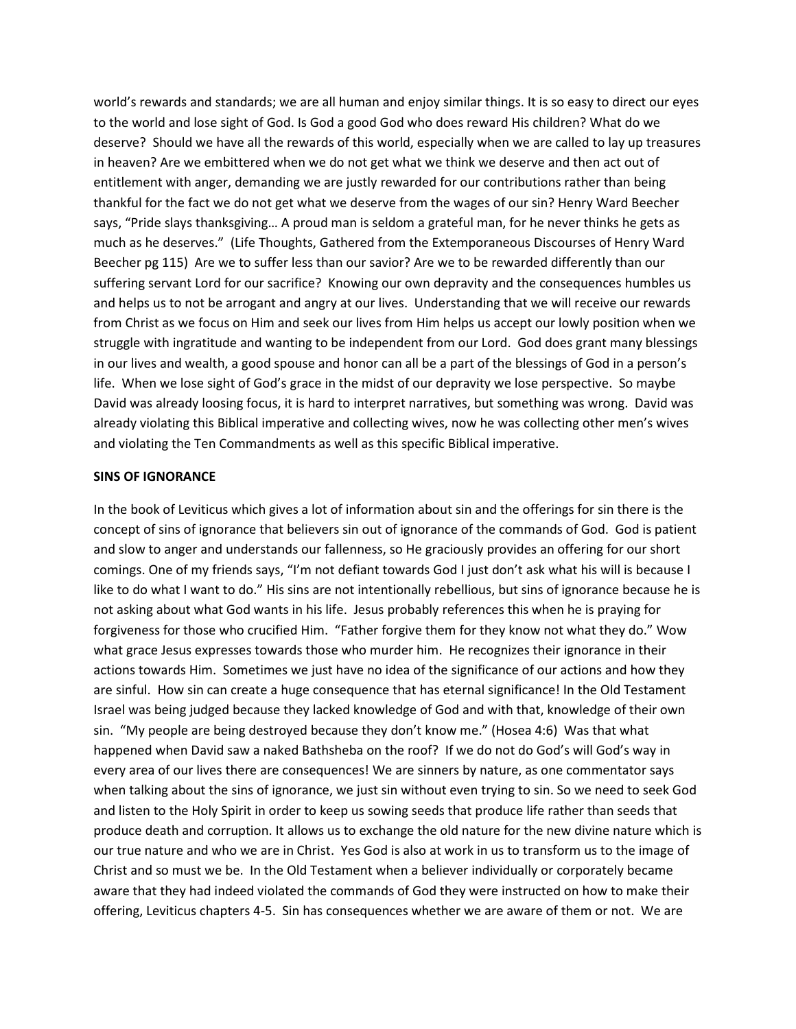world's rewards and standards; we are all human and enjoy similar things. It is so easy to direct our eyes to the world and lose sight of God. Is God a good God who does reward His children? What do we deserve? Should we have all the rewards of this world, especially when we are called to lay up treasures in heaven? Are we embittered when we do not get what we think we deserve and then act out of entitlement with anger, demanding we are justly rewarded for our contributions rather than being thankful for the fact we do not get what we deserve from the wages of our sin? Henry Ward Beecher says, "Pride slays thanksgiving… A proud man is seldom a grateful man, for he never thinks he gets as much as he deserves." (Life Thoughts, Gathered from the Extemporaneous Discourses of Henry Ward Beecher pg 115) Are we to suffer less than our savior? Are we to be rewarded differently than our suffering servant Lord for our sacrifice? Knowing our own depravity and the consequences humbles us and helps us to not be arrogant and angry at our lives. Understanding that we will receive our rewards from Christ as we focus on Him and seek our lives from Him helps us accept our lowly position when we struggle with ingratitude and wanting to be independent from our Lord. God does grant many blessings in our lives and wealth, a good spouse and honor can all be a part of the blessings of God in a person's life. When we lose sight of God's grace in the midst of our depravity we lose perspective. So maybe David was already loosing focus, it is hard to interpret narratives, but something was wrong. David was already violating this Biblical imperative and collecting wives, now he was collecting other men's wives and violating the Ten Commandments as well as this specific Biblical imperative.

**SINS OF IGNORANCE**

In the book of Leviticus which gives a lot of information about sin and the offerings for sin there is the concept of sins of ignorance that believers sin out of ignorance of the commands of God. God is patient and slow to anger and understands our fallenness, so He graciously provides an offering for our short comings. One of my friends says, "I'm not defiant towards God I just don't ask what his will is because I like to do what I want to do." His sins are not intentionally rebellious, but sins of ignorance because he is not asking about what God wants in his life. Jesus probably references this when he is praying for forgiveness for those who crucified Him. "Father forgive them for they know not what they do." Wow what grace Jesus expresses towards those who murder him. He recognizes their ignorance in their actions towards Him. Sometimes we just have no idea of the significance of our actions and how they are sinful. How sin can create a huge consequence that has eternal significance! In the Old Testament Israel was being judged because they lacked knowledge of God and with that, knowledge of their own sin. "My people are being destroyed because they don't know me." (Hosea 4:6) Was that what happened when David saw a naked Bathsheba on the roof? If we do not do God's will God's way in every area of our lives there are consequences! We are sinners by nature, as one commentator says when talking about the sins of ignorance, we just sin without even trying to sin. So we need to seek God and listen to the Holy Spirit in order to keep us sowing seeds that produce life rather than seeds that produce death and corruption. It allows us to exchange the old nature for the new divine nature which is our true nature and who we are in Christ. Yes God is also at work in us to transform us to the image of Christ and so must we be. In the Old Testament when a believer individually or corporately became aware that they had indeed violated the commands of God they were instructed on how to make their offering, Leviticus chapters 4-5. Sin has consequences whether we are aware of them or not. We are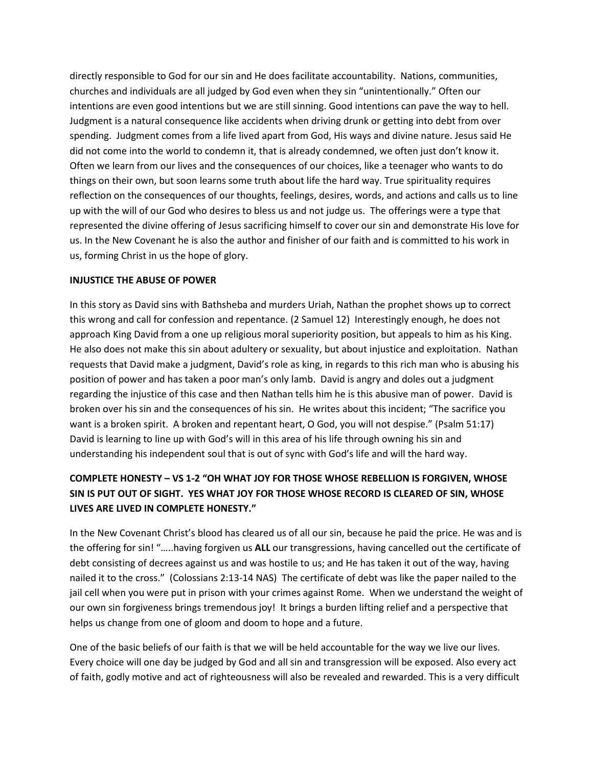directly responsible to God for our sin and He does facilitate accountability. Nations, communities, churches and individuals are all judged by God even when they sin "unintentionally." Often our intentions are even good intentions but we are still sinning. Good intentions can pave the way to hell. Judgment is a natural consequence like accidents when driving drunk or getting into debt from over spending. Judgment comes from a life lived apart from God, His ways and divine nature. Jesus said He did not come into the world to condemn it, that is already condemned, we often just don't know it. Often we learn from our lives and the consequences of our choices, like a teenager who wants to do things on their own, but soon learns some truth about life the hard way. True spirituality requires reflection on the consequences of our thoughts, feelings, desires, words, and actions and calls us to line up with the will of our God who desires to bless us and not judge us. The offerings were a type that represented the divine offering of Jesus sacrificing himself to cover our sin and demonstrate His love for us. In the New Covenant he is also the author and finisher of our faith and is committed to his work in us, forming Christ in us the hope of glory.

**INJUSTICE THE ABUSE OF POWER**

In this story as David sins with Bathsheba and murders Uriah, Nathan the prophet shows up to correct this wrong and call for confession and repentance. (2 Samuel 12) Interestingly enough, he does not approach King David from a one up religious moral superiority position, but appeals to him as his King. He also does not make this sin about adultery or sexuality, but about injustice and exploitation. Nathan requests that David make a judgment, David's role as king, in regards to this rich man who is abusing his position of power and has taken a poor man's only lamb. David is angry and doles out a judgment regarding the injustice of this case and then Nathan tells him he is this abusive man of power. David is broken over his sin and the consequences of his sin. He writes about this incident; "The sacrifice you want is a broken spirit. A broken and repentant heart, O God, you will not despise." (Psalm 51:17) David is learning to line up with God's will in this area of his life through owning his sin and understanding his independent soul that is out of sync with God's life and will the hard way.

**COMPLETE HONESTY – VS 1-2 "OH WHAT JOY FOR THOSE WHOSE REBELLION IS FORGIVEN, WHOSE SIN IS PUT OUT OF SIGHT. YES WHAT JOY FOR THOSE WHOSE RECORD IS CLEARED OF SIN, WHOSE LIVES ARE LIVED IN COMPLETE HONESTY."**

In the New Covenant Christ's blood has cleared us of all our sin, because he paid the price. He was and is the offering for sin! "…..having forgiven us **ALL** our transgressions, having cancelled out the certificate of debt consisting of decrees against us and was hostile to us; and He has taken it out of the way, having nailed it to the cross." (Colossians 2:13-14 NAS) The certificate of debt was like the paper nailed to the jail cell when you were put in prison with your crimes against Rome. When we understand the weight of our own sin forgiveness brings tremendous joy! It brings a burden lifting relief and a perspective that helps us change from one of gloom and doom to hope and a future.

One of the basic beliefs of our faith is that we will be held accountable for the way we live our lives. Every choice will one day be judged by God and all sin and transgression will be exposed. Also every act of faith, godly motive and act of righteousness will also be revealed and rewarded. This is a very difficult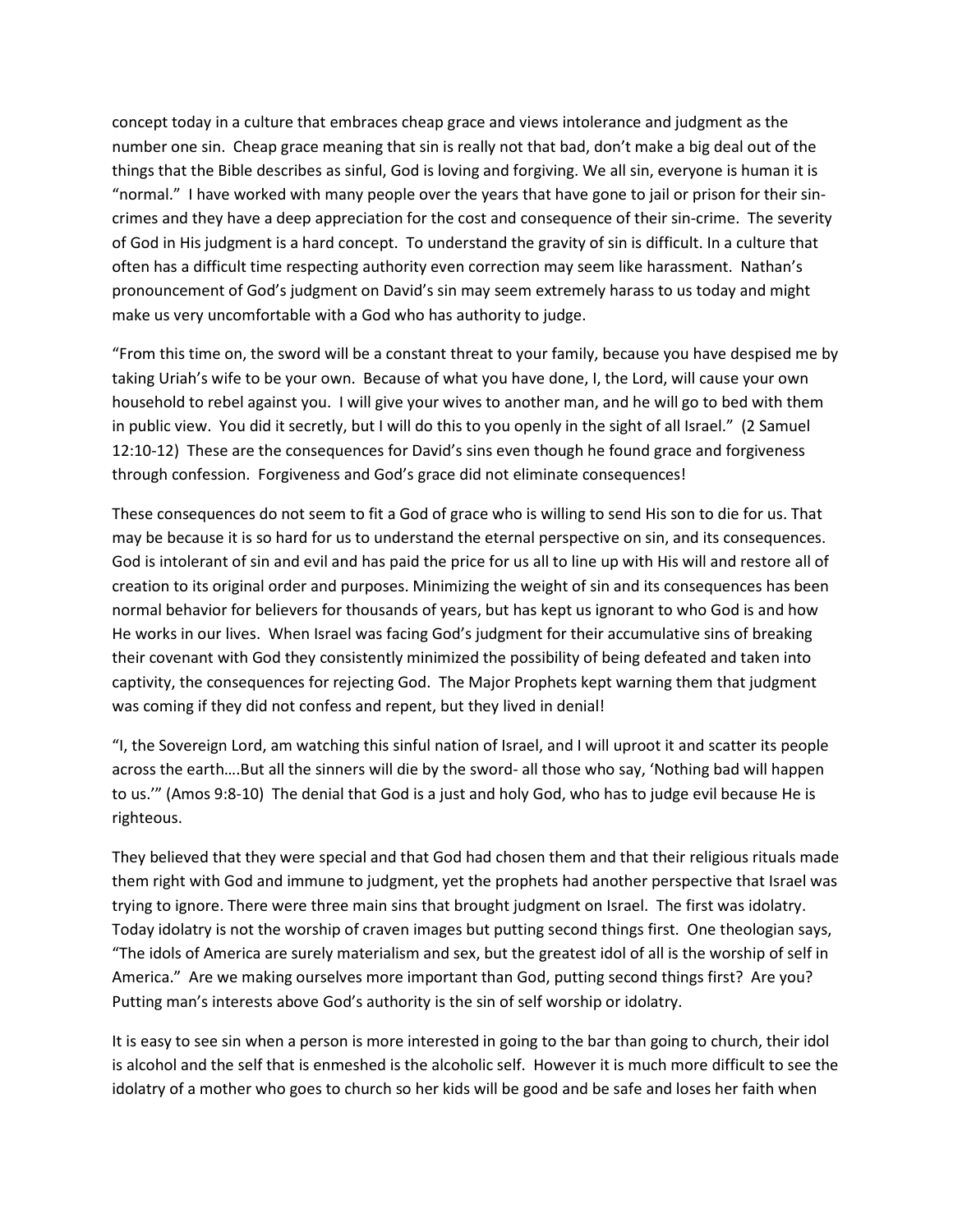concept today in a culture that embraces cheap grace and views intolerance and judgment as the number one sin. Cheap grace meaning that sin is really not that bad, don't make a big deal out of the things that the Bible describes as sinful, God is loving and forgiving. We all sin, everyone is human it is "normal." I have worked with many people over the years that have gone to jail or prison for their sin-crimes and they have a deep appreciation for the cost and consequence of their sin-crime. The severity of God in His judgment is a hard concept. To understand the gravity of sin is difficult. In a culture that often has a difficult time respecting authority even correction may seem like harassment. Nathan's pronouncement of God's judgment on David's sin may seem extremely harass to us today and might make us very uncomfortable with a God who has authority to judge.

"From this time on, the sword will be a constant threat to your family, because you have despised me by taking Uriah's wife to be your own. Because of what you have done, I, the Lord, will cause your own household to rebel against you. I will give your wives to another man, and he will go to bed with them in public view. You did it secretly, but I will do this to you openly in the sight of all Israel." (2 Samuel 12:10-12) These are the consequences for David's sins even though he found grace and forgiveness through confession. Forgiveness and God's grace did not eliminate consequences!

These consequences do not seem to fit a God of grace who is willing to send His son to die for us. That may be because it is so hard for us to understand the eternal perspective on sin, and its consequences. God is intolerant of sin and evil and has paid the price for us all to line up with His will and restore all of creation to its original order and purposes. Minimizing the weight of sin and its consequences has been normal behavior for believers for thousands of years, but has kept us ignorant to who God is and how He works in our lives. When Israel was facing God's judgment for their accumulative sins of breaking their covenant with God they consistently minimized the possibility of being defeated and taken into captivity, the consequences for rejecting God. The Major Prophets kept warning them that judgment was coming if they did not confess and repent, but they lived in denial!

"I, the Sovereign Lord, am watching this sinful nation of Israel, and I will uproot it and scatter its people across the earth….But all the sinners will die by the sword- all those who say, 'Nothing bad will happen to us.'" (Amos 9:8-10) The denial that God is a just and holy God, who has to judge evil because He is righteous.

They believed that they were special and that God had chosen them and that their religious rituals made them right with God and immune to judgment, yet the prophets had another perspective that Israel was trying to ignore. There were three main sins that brought judgment on Israel. The first was idolatry. Today idolatry is not the worship of craven images but putting second things first. One theologian says, "The idols of America are surely materialism and sex, but the greatest idol of all is the worship of self in America." Are we making ourselves more important than God, putting second things first? Are you? Putting man's interests above God's authority is the sin of self worship or idolatry.

It is easy to see sin when a person is more interested in going to the bar than going to church, their idol is alcohol and the self that is enmeshed is the alcoholic self. However it is much more difficult to see the idolatry of a mother who goes to church so her kids will be good and be safe and loses her faith when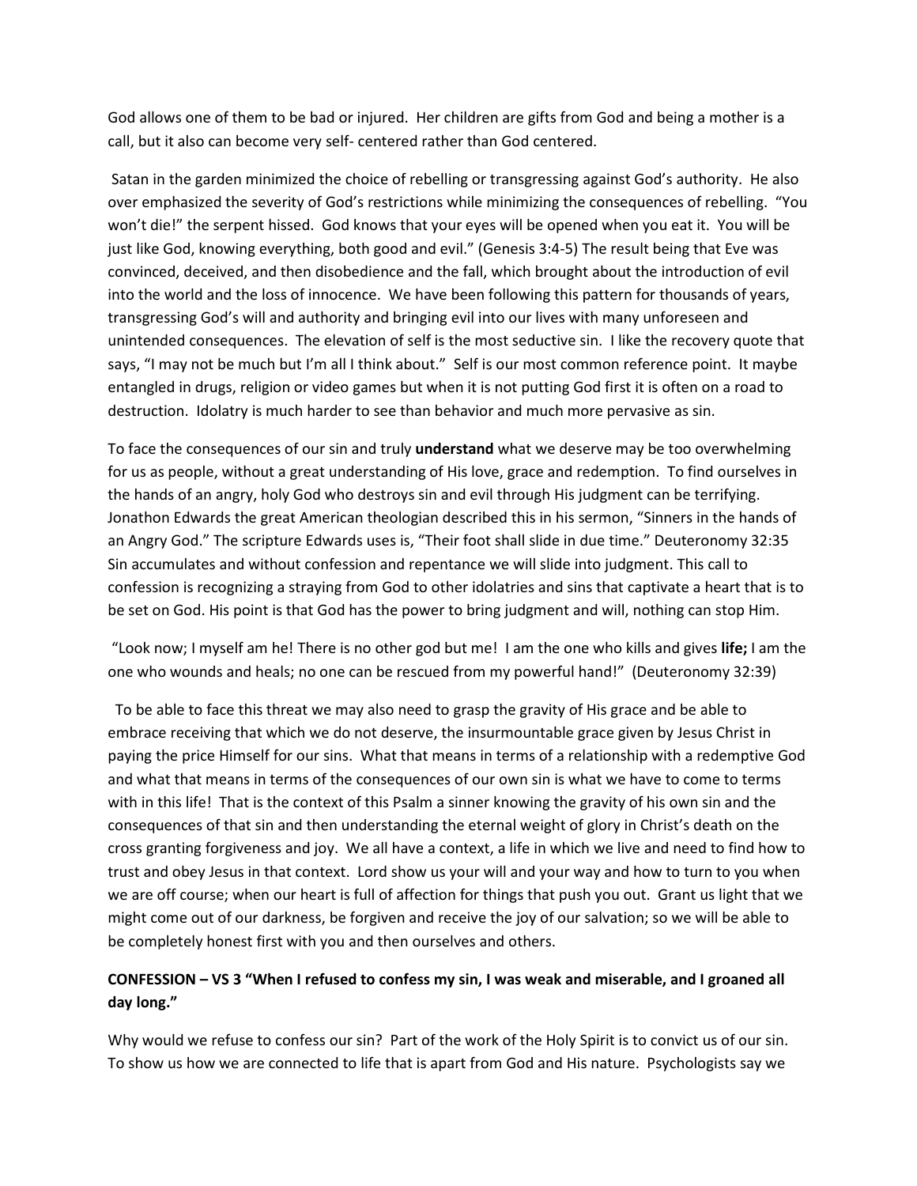God allows one of them to be bad or injured. Her children are gifts from God and being a mother is a call, but it also can become very self- centered rather than God centered.

Satan in the garden minimized the choice of rebelling or transgressing against God's authority. He also over emphasized the severity of God's restrictions while minimizing the consequences of rebelling. "You won't die!" the serpent hissed. God knows that your eyes will be opened when you eat it. You will be just like God, knowing everything, both good and evil." (Genesis 3:4-5) The result being that Eve was convinced, deceived, and then disobedience and the fall, which brought about the introduction of evil into the world and the loss of innocence. We have been following this pattern for thousands of years, transgressing God's will and authority and bringing evil into our lives with many unforeseen and unintended consequences. The elevation of self is the most seductive sin. I like the recovery quote that says, "I may not be much but I'm all I think about." Self is our most common reference point. It maybe entangled in drugs, religion or video games but when it is not putting God first it is often on a road to destruction. Idolatry is much harder to see than behavior and much more pervasive as sin.

To face the consequences of our sin and truly **understand** what we deserve may be too overwhelming for us as people, without a great understanding of His love, grace and redemption. To find ourselves in the hands of an angry, holy God who destroys sin and evil through His judgment can be terrifying. Jonathon Edwards the great American theologian described this in his sermon, "Sinners in the hands of an Angry God." The scripture Edwards uses is, "Their foot shall slide in due time." Deuteronomy 32:35 Sin accumulates and without confession and repentance we will slide into judgment. This call to confession is recognizing a straying from God to other idolatries and sins that captivate a heart that is to be set on God. His point is that God has the power to bring judgment and will, nothing can stop Him.

"Look now; I myself am he! There is no other god but me! I am the one who kills and gives **life;** I am the one who wounds and heals; no one can be rescued from my powerful hand!" (Deuteronomy 32:39)

To be able to face this threat we may also need to grasp the gravity of His grace and be able to embrace receiving that which we do not deserve, the insurmountable grace given by Jesus Christ in paying the price Himself for our sins. What that means in terms of a relationship with a redemptive God and what that means in terms of the consequences of our own sin is what we have to come to terms with in this life! That is the context of this Psalm a sinner knowing the gravity of his own sin and the consequences of that sin and then understanding the eternal weight of glory in Christ's death on the cross granting forgiveness and joy. We all have a context, a life in which we live and need to find how to trust and obey Jesus in that context. Lord show us your will and your way and how to turn to you when we are off course; when our heart is full of affection for things that push you out. Grant us light that we might come out of our darkness, be forgiven and receive the joy of our salvation; so we will be able to be completely honest first with you and then ourselves and others.

### CONFESSION – VS 3 "When I refused to confess my sin, I was weak and miserable, and I groaned all day long."

Why would we refuse to confess our sin? Part of the work of the Holy Spirit is to convict us of our sin. To show us how we are connected to life that is apart from God and His nature. Psychologists say we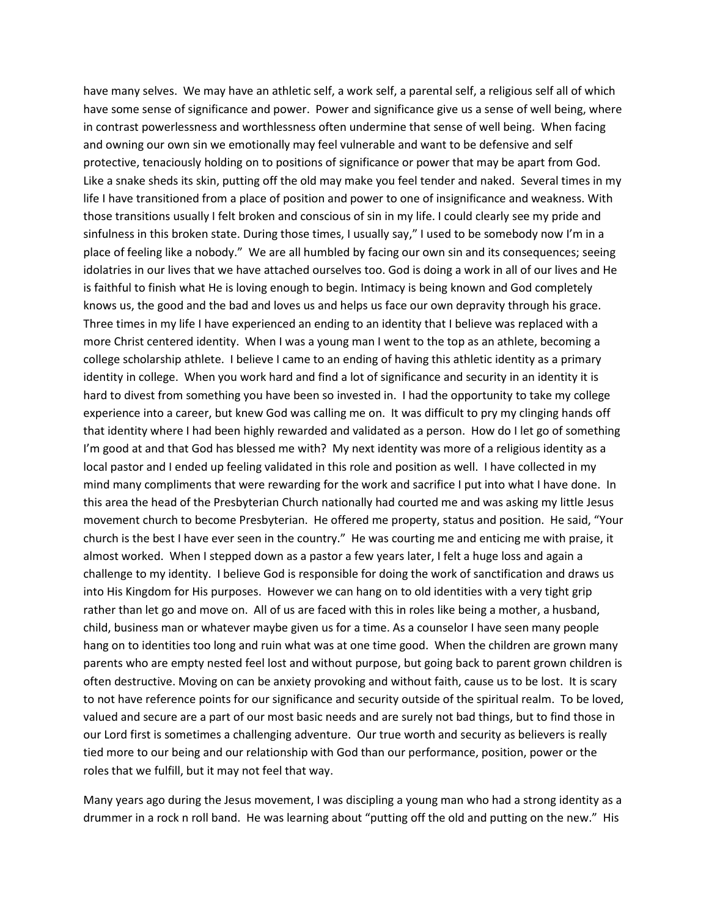have many selves. We may have an athletic self, a work self, a parental self, a religious self all of which have some sense of significance and power. Power and significance give us a sense of well being, where in contrast powerlessness and worthlessness often undermine that sense of well being. When facing and owning our own sin we emotionally may feel vulnerable and want to be defensive and self protective, tenaciously holding on to positions of significance or power that may be apart from God. Like a snake sheds its skin, putting off the old may make you feel tender and naked. Several times in my life I have transitioned from a place of position and power to one of insignificance and weakness. With those transitions usually I felt broken and conscious of sin in my life. I could clearly see my pride and sinfulness in this broken state. During those times, I usually say," I used to be somebody now I'm in a place of feeling like a nobody." We are all humbled by facing our own sin and its consequences; seeing idolatries in our lives that we have attached ourselves too. God is doing a work in all of our lives and He is faithful to finish what He is loving enough to begin. Intimacy is being known and God completely knows us, the good and the bad and loves us and helps us face our own depravity through his grace. Three times in my life I have experienced an ending to an identity that I believe was replaced with a more Christ centered identity. When I was a young man I went to the top as an athlete, becoming a college scholarship athlete. I believe I came to an ending of having this athletic identity as a primary identity in college. When you work hard and find a lot of significance and security in an identity it is hard to divest from something you have been so invested in. I had the opportunity to take my college experience into a career, but knew God was calling me on. It was difficult to pry my clinging hands off that identity where I had been highly rewarded and validated as a person. How do I let go of something I'm good at and that God has blessed me with? My next identity was more of a religious identity as a local pastor and I ended up feeling validated in this role and position as well. I have collected in my mind many compliments that were rewarding for the work and sacrifice I put into what I have done. In this area the head of the Presbyterian Church nationally had courted me and was asking my little Jesus movement church to become Presbyterian. He offered me property, status and position. He said, "Your church is the best I have ever seen in the country." He was courting me and enticing me with praise, it almost worked. When I stepped down as a pastor a few years later, I felt a huge loss and again a challenge to my identity. I believe God is responsible for doing the work of sanctification and draws us into His Kingdom for His purposes. However we can hang on to old identities with a very tight grip rather than let go and move on. All of us are faced with this in roles like being a mother, a husband, child, business man or whatever maybe given us for a time. As a counselor I have seen many people hang on to identities too long and ruin what was at one time good. When the children are grown many parents who are empty nested feel lost and without purpose, but going back to parent grown children is often destructive. Moving on can be anxiety provoking and without faith, cause us to be lost. It is scary to not have reference points for our significance and security outside of the spiritual realm. To be loved, valued and secure are a part of our most basic needs and are surely not bad things, but to find those in our Lord first is sometimes a challenging adventure. Our true worth and security as believers is really tied more to our being and our relationship with God than our performance, position, power or the roles that we fulfill, but it may not feel that way.

Many years ago during the Jesus movement, I was discipling a young man who had a strong identity as a drummer in a rock n roll band. He was learning about "putting off the old and putting on the new." His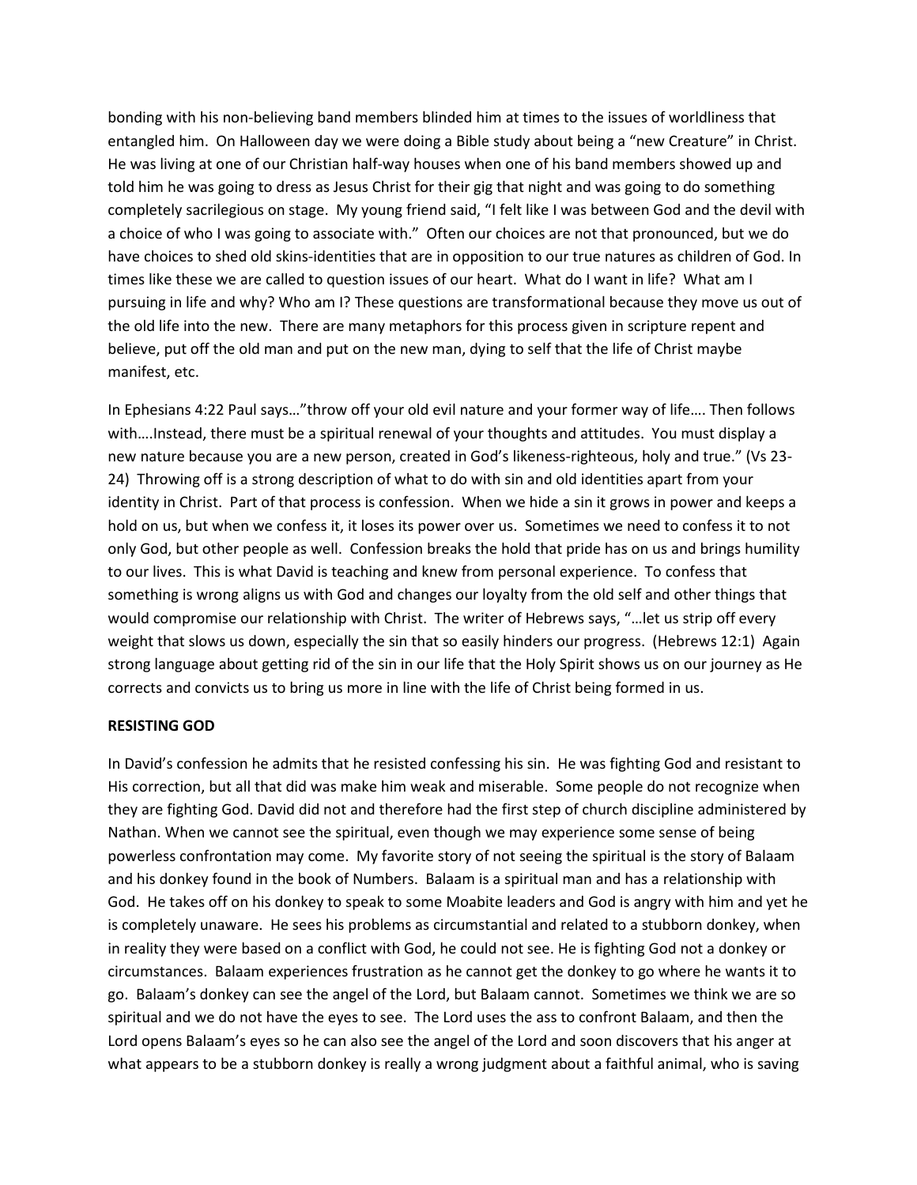bonding with his non-believing band members blinded him at times to the issues of worldliness that entangled him. On Halloween day we were doing a Bible study about being a "new Creature" in Christ. He was living at one of our Christian half-way houses when one of his band members showed up and told him he was going to dress as Jesus Christ for their gig that night and was going to do something completely sacrilegious on stage. My young friend said, "I felt like I was between God and the devil with a choice of who I was going to associate with." Often our choices are not that pronounced, but we do have choices to shed old skins-identities that are in opposition to our true natures as children of God. In times like these we are called to question issues of our heart. What do I want in life? What am I pursuing in life and why? Who am I? These questions are transformational because they move us out of the old life into the new. There are many metaphors for this process given in scripture repent and believe, put off the old man and put on the new man, dying to self that the life of Christ maybe manifest, etc.

In Ephesians 4:22 Paul says…"throw off your old evil nature and your former way of life…. Then follows with….Instead, there must be a spiritual renewal of your thoughts and attitudes. You must display a new nature because you are a new person, created in God's likeness-righteous, holy and true." (Vs 23-24) Throwing off is a strong description of what to do with sin and old identities apart from your identity in Christ. Part of that process is confession. When we hide a sin it grows in power and keeps a hold on us, but when we confess it, it loses its power over us. Sometimes we need to confess it to not only God, but other people as well. Confession breaks the hold that pride has on us and brings humility to our lives. This is what David is teaching and knew from personal experience. To confess that something is wrong aligns us with God and changes our loyalty from the old self and other things that would compromise our relationship with Christ. The writer of Hebrews says, "…let us strip off every weight that slows us down, especially the sin that so easily hinders our progress. (Hebrews 12:1) Again strong language about getting rid of the sin in our life that the Holy Spirit shows us on our journey as He corrects and convicts us to bring us more in line with the life of Christ being formed in us.

**RESISTING GOD**

In David's confession he admits that he resisted confessing his sin. He was fighting God and resistant to His correction, but all that did was make him weak and miserable. Some people do not recognize when they are fighting God. David did not and therefore had the first step of church discipline administered by Nathan. When we cannot see the spiritual, even though we may experience some sense of being powerless confrontation may come. My favorite story of not seeing the spiritual is the story of Balaam and his donkey found in the book of Numbers. Balaam is a spiritual man and has a relationship with God. He takes off on his donkey to speak to some Moabite leaders and God is angry with him and yet he is completely unaware. He sees his problems as circumstantial and related to a stubborn donkey, when in reality they were based on a conflict with God, he could not see. He is fighting God not a donkey or circumstances. Balaam experiences frustration as he cannot get the donkey to go where he wants it to go. Balaam's donkey can see the angel of the Lord, but Balaam cannot. Sometimes we think we are so spiritual and we do not have the eyes to see. The Lord uses the ass to confront Balaam, and then the Lord opens Balaam's eyes so he can also see the angel of the Lord and soon discovers that his anger at what appears to be a stubborn donkey is really a wrong judgment about a faithful animal, who is saving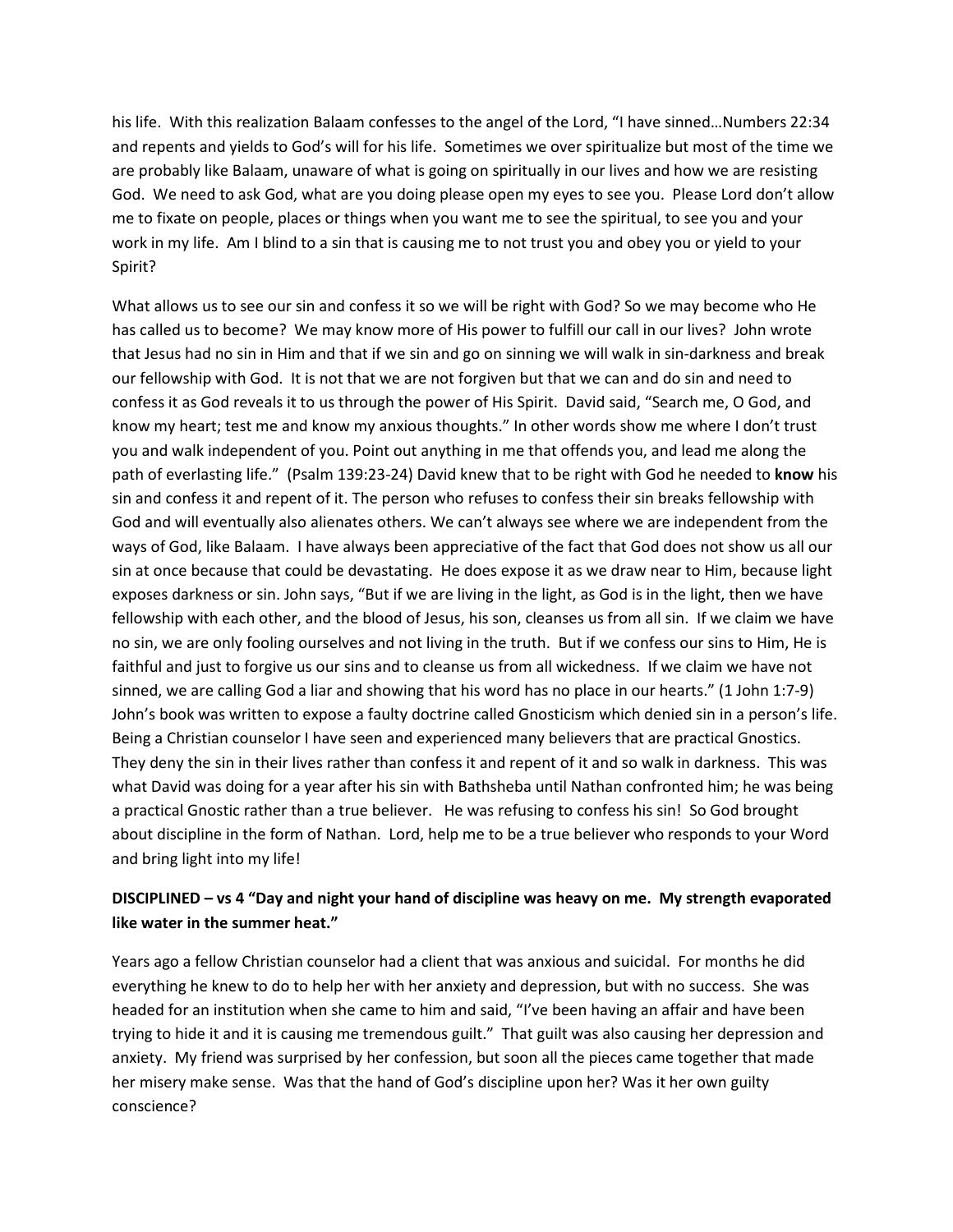his life. With this realization Balaam confesses to the angel of the Lord, "I have sinned…Numbers 22:34 and repents and yields to God's will for his life. Sometimes we over spiritualize but most of the time we are probably like Balaam, unaware of what is going on spiritually in our lives and how we are resisting God. We need to ask God, what are you doing please open my eyes to see you. Please Lord don't allow me to fixate on people, places or things when you want me to see the spiritual, to see you and your work in my life. Am I blind to a sin that is causing me to not trust you and obey you or yield to your Spirit?

What allows us to see our sin and confess it so we will be right with God? So we may become who He has called us to become? We may know more of His power to fulfill our call in our lives? John wrote that Jesus had no sin in Him and that if we sin and go on sinning we will walk in sin-darkness and break our fellowship with God. It is not that we are not forgiven but that we can and do sin and need to confess it as God reveals it to us through the power of His Spirit. David said, "Search me, O God, and know my heart; test me and know my anxious thoughts." In other words show me where I don't trust you and walk independent of you. Point out anything in me that offends you, and lead me along the path of everlasting life." (Psalm 139:23-24) David knew that to be right with God he needed to **know** his sin and confess it and repent of it. The person who refuses to confess their sin breaks fellowship with God and will eventually also alienates others. We can't always see where we are independent from the ways of God, like Balaam. I have always been appreciative of the fact that God does not show us all our sin at once because that could be devastating. He does expose it as we draw near to Him, because light exposes darkness or sin. John says, "But if we are living in the light, as God is in the light, then we have fellowship with each other, and the blood of Jesus, his son, cleanses us from all sin. If we claim we have no sin, we are only fooling ourselves and not living in the truth. But if we confess our sins to Him, He is faithful and just to forgive us our sins and to cleanse us from all wickedness. If we claim we have not sinned, we are calling God a liar and showing that his word has no place in our hearts." (1 John 1:7-9) John's book was written to expose a faulty doctrine called Gnosticism which denied sin in a person's life. Being a Christian counselor I have seen and experienced many believers that are practical Gnostics. They deny the sin in their lives rather than confess it and repent of it and so walk in darkness. This was what David was doing for a year after his sin with Bathsheba until Nathan confronted him; he was being a practical Gnostic rather than a true believer. He was refusing to confess his sin! So God brought about discipline in the form of Nathan. Lord, help me to be a true believer who responds to your Word and bring light into my life!

**DISCIPLINED – vs 4 "Day and night your hand of discipline was heavy on me. My strength evaporated like water in the summer heat."**

Years ago a fellow Christian counselor had a client that was anxious and suicidal. For months he did everything he knew to do to help her with her anxiety and depression, but with no success. She was headed for an institution when she came to him and said, "I've been having an affair and have been trying to hide it and it is causing me tremendous guilt." That guilt was also causing her depression and anxiety. My friend was surprised by her confession, but soon all the pieces came together that made her misery make sense. Was that the hand of God's discipline upon her? Was it her own guilty conscience?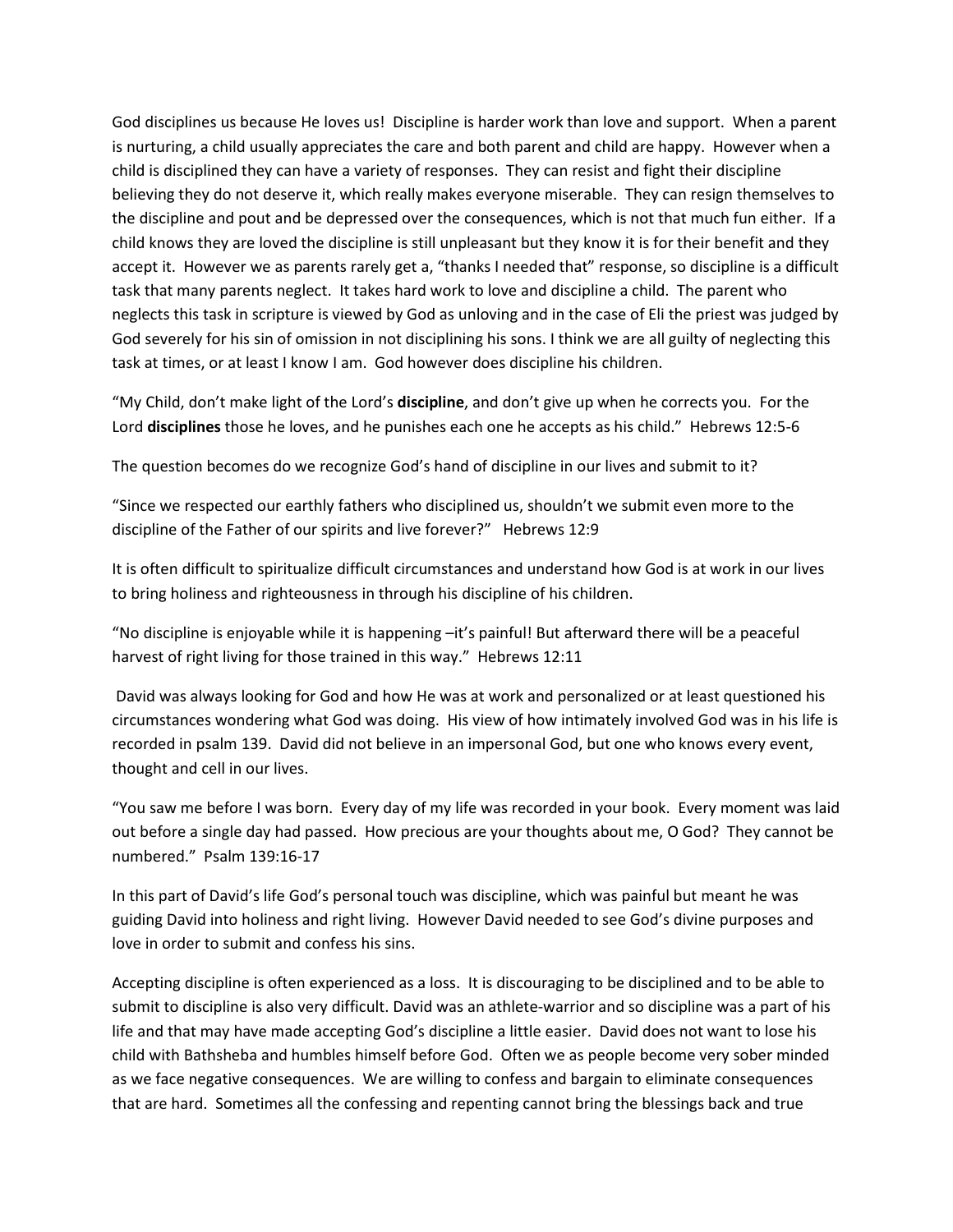God disciplines us because He loves us! Discipline is harder work than love and support. When a parent is nurturing, a child usually appreciates the care and both parent and child are happy. However when a child is disciplined they can have a variety of responses. They can resist and fight their discipline believing they do not deserve it, which really makes everyone miserable. They can resign themselves to the discipline and pout and be depressed over the consequences, which is not that much fun either. If a child knows they are loved the discipline is still unpleasant but they know it is for their benefit and they accept it. However we as parents rarely get a, "thanks I needed that" response, so discipline is a difficult task that many parents neglect. It takes hard work to love and discipline a child. The parent who neglects this task in scripture is viewed by God as unloving and in the case of Eli the priest was judged by God severely for his sin of omission in not disciplining his sons. I think we are all guilty of neglecting this task at times, or at least I know I am. God however does discipline his children.

"My Child, don't make light of the Lord's **discipline**, and don't give up when he corrects you. For the Lord **disciplines** those he loves, and he punishes each one he accepts as his child." Hebrews 12:5-6

The question becomes do we recognize God's hand of discipline in our lives and submit to it?

"Since we respected our earthly fathers who disciplined us, shouldn't we submit even more to the discipline of the Father of our spirits and live forever?" Hebrews 12:9

It is often difficult to spiritualize difficult circumstances and understand how God is at work in our lives to bring holiness and righteousness in through his discipline of his children.

"No discipline is enjoyable while it is happening –it's painful! But afterward there will be a peaceful harvest of right living for those trained in this way." Hebrews 12:11

David was always looking for God and how He was at work and personalized or at least questioned his circumstances wondering what God was doing. His view of how intimately involved God was in his life is recorded in psalm 139. David did not believe in an impersonal God, but one who knows every event, thought and cell in our lives.

"You saw me before I was born. Every day of my life was recorded in your book. Every moment was laid out before a single day had passed. How precious are your thoughts about me, O God? They cannot be numbered." Psalm 139:16-17

In this part of David's life God's personal touch was discipline, which was painful but meant he was guiding David into holiness and right living. However David needed to see God's divine purposes and love in order to submit and confess his sins.

Accepting discipline is often experienced as a loss. It is discouraging to be disciplined and to be able to submit to discipline is also very difficult. David was an athlete-warrior and so discipline was a part of his life and that may have made accepting God's discipline a little easier. David does not want to lose his child with Bathsheba and humbles himself before God. Often we as people become very sober minded as we face negative consequences. We are willing to confess and bargain to eliminate consequences that are hard. Sometimes all the confessing and repenting cannot bring the blessings back and true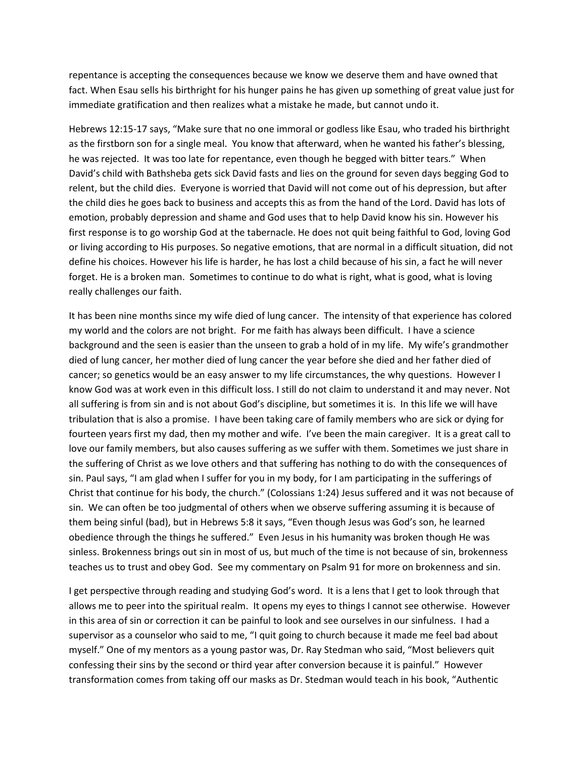repentance is accepting the consequences because we know we deserve them and have owned that fact. When Esau sells his birthright for his hunger pains he has given up something of great value just for immediate gratification and then realizes what a mistake he made, but cannot undo it.

Hebrews 12:15-17 says, "Make sure that no one immoral or godless like Esau, who traded his birthright as the firstborn son for a single meal. You know that afterward, when he wanted his father's blessing, he was rejected. It was too late for repentance, even though he begged with bitter tears." When David's child with Bathsheba gets sick David fasts and lies on the ground for seven days begging God to relent, but the child dies. Everyone is worried that David will not come out of his depression, but after the child dies he goes back to business and accepts this as from the hand of the Lord. David has lots of emotion, probably depression and shame and God uses that to help David know his sin. However his first response is to go worship God at the tabernacle. He does not quit being faithful to God, loving God or living according to His purposes. So negative emotions, that are normal in a difficult situation, did not define his choices. However his life is harder, he has lost a child because of his sin, a fact he will never forget. He is a broken man. Sometimes to continue to do what is right, what is good, what is loving really challenges our faith.

It has been nine months since my wife died of lung cancer. The intensity of that experience has colored my world and the colors are not bright. For me faith has always been difficult. I have a science background and the seen is easier than the unseen to grab a hold of in my life. My wife's grandmother died of lung cancer, her mother died of lung cancer the year before she died and her father died of cancer; so genetics would be an easy answer to my life circumstances, the why questions. However I know God was at work even in this difficult loss. I still do not claim to understand it and may never. Not all suffering is from sin and is not about God's discipline, but sometimes it is. In this life we will have tribulation that is also a promise. I have been taking care of family members who are sick or dying for fourteen years first my dad, then my mother and wife. I've been the main caregiver. It is a great call to love our family members, but also causes suffering as we suffer with them. Sometimes we just share in the suffering of Christ as we love others and that suffering has nothing to do with the consequences of sin. Paul says, "I am glad when I suffer for you in my body, for I am participating in the sufferings of Christ that continue for his body, the church." (Colossians 1:24) Jesus suffered and it was not because of sin. We can often be too judgmental of others when we observe suffering assuming it is because of them being sinful (bad), but in Hebrews 5:8 it says, "Even though Jesus was God's son, he learned obedience through the things he suffered." Even Jesus in his humanity was broken though He was sinless. Brokenness brings out sin in most of us, but much of the time is not because of sin, brokenness teaches us to trust and obey God. See my commentary on Psalm 91 for more on brokenness and sin.

I get perspective through reading and studying God's word. It is a lens that I get to look through that allows me to peer into the spiritual realm. It opens my eyes to things I cannot see otherwise. However in this area of sin or correction it can be painful to look and see ourselves in our sinfulness. I had a supervisor as a counselor who said to me, "I quit going to church because it made me feel bad about myself." One of my mentors as a young pastor was, Dr. Ray Stedman who said, "Most believers quit confessing their sins by the second or third year after conversion because it is painful." However transformation comes from taking off our masks as Dr. Stedman would teach in his book, "Authentic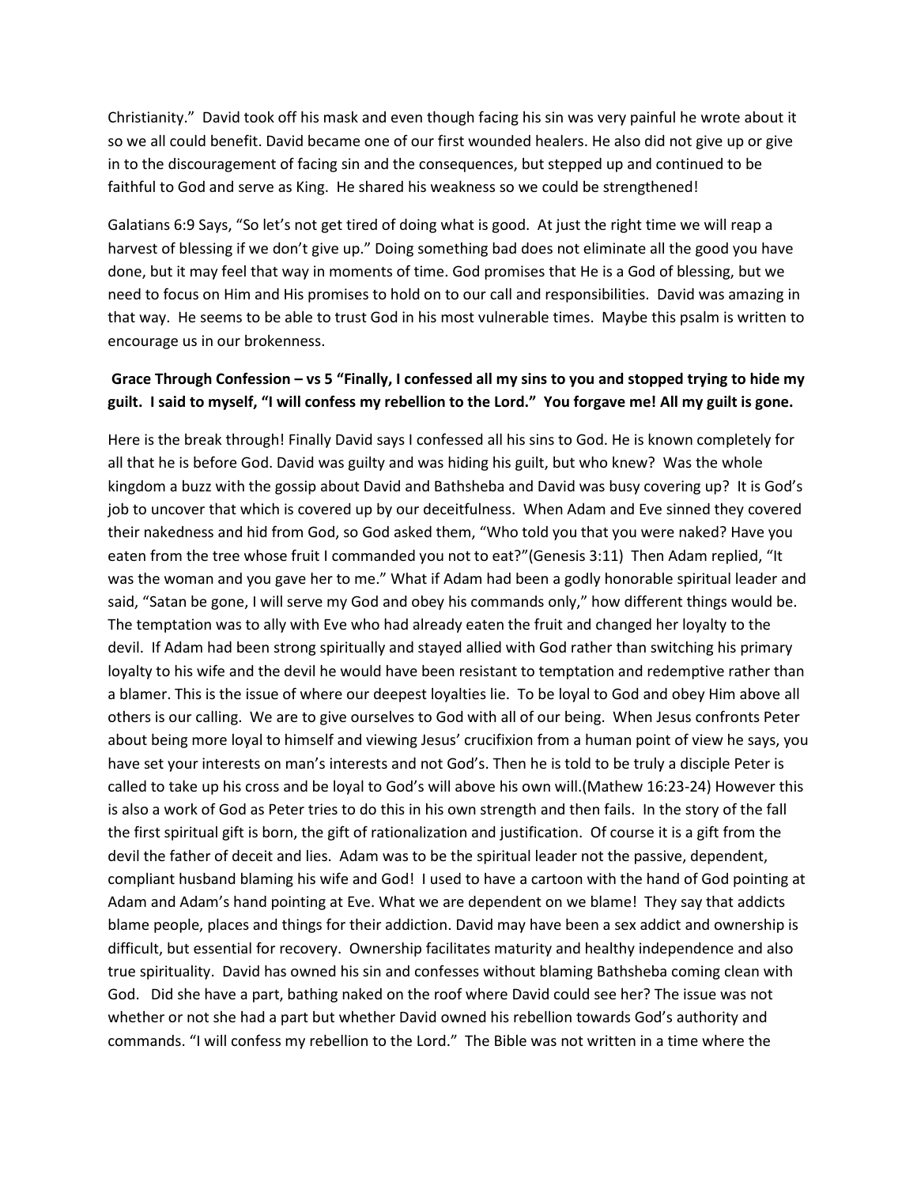Christianity." David took off his mask and even though facing his sin was very painful he wrote about it so we all could benefit. David became one of our first wounded healers. He also did not give up or give in to the discouragement of facing sin and the consequences, but stepped up and continued to be faithful to God and serve as King. He shared his weakness so we could be strengthened!

Galatians 6:9 Says, "So let's not get tired of doing what is good. At just the right time we will reap a harvest of blessing if we don't give up." Doing something bad does not eliminate all the good you have done, but it may feel that way in moments of time. God promises that He is a God of blessing, but we need to focus on Him and His promises to hold on to our call and responsibilities. David was amazing in that way. He seems to be able to trust God in his most vulnerable times. Maybe this psalm is written to encourage us in our brokenness.

**Grace Through Confession – vs 5 "Finally, I confessed all my sins to you and stopped trying to hide my guilt. I said to myself, "I will confess my rebellion to the Lord." You forgave me! All my guilt is gone.**

Here is the break through! Finally David says I confessed all his sins to God. He is known completely for all that he is before God. David was guilty and was hiding his guilt, but who knew? Was the whole kingdom a buzz with the gossip about David and Bathsheba and David was busy covering up? It is God's job to uncover that which is covered up by our deceitfulness. When Adam and Eve sinned they covered their nakedness and hid from God, so God asked them, "Who told you that you were naked? Have you eaten from the tree whose fruit I commanded you not to eat?"(Genesis 3:11) Then Adam replied, "It was the woman and you gave her to me." What if Adam had been a godly honorable spiritual leader and said, "Satan be gone, I will serve my God and obey his commands only," how different things would be. The temptation was to ally with Eve who had already eaten the fruit and changed her loyalty to the devil. If Adam had been strong spiritually and stayed allied with God rather than switching his primary loyalty to his wife and the devil he would have been resistant to temptation and redemptive rather than a blamer. This is the issue of where our deepest loyalties lie. To be loyal to God and obey Him above all others is our calling. We are to give ourselves to God with all of our being. When Jesus confronts Peter about being more loyal to himself and viewing Jesus' crucifixion from a human point of view he says, you have set your interests on man's interests and not God's. Then he is told to be truly a disciple Peter is called to take up his cross and be loyal to God's will above his own will.(Mathew 16:23-24) However this is also a work of God as Peter tries to do this in his own strength and then fails. In the story of the fall the first spiritual gift is born, the gift of rationalization and justification. Of course it is a gift from the devil the father of deceit and lies. Adam was to be the spiritual leader not the passive, dependent, compliant husband blaming his wife and God! I used to have a cartoon with the hand of God pointing at Adam and Adam's hand pointing at Eve. What we are dependent on we blame! They say that addicts blame people, places and things for their addiction. David may have been a sex addict and ownership is difficult, but essential for recovery. Ownership facilitates maturity and healthy independence and also true spirituality. David has owned his sin and confesses without blaming Bathsheba coming clean with God. Did she have a part, bathing naked on the roof where David could see her? The issue was not whether or not she had a part but whether David owned his rebellion towards God's authority and commands. "I will confess my rebellion to the Lord." The Bible was not written in a time where the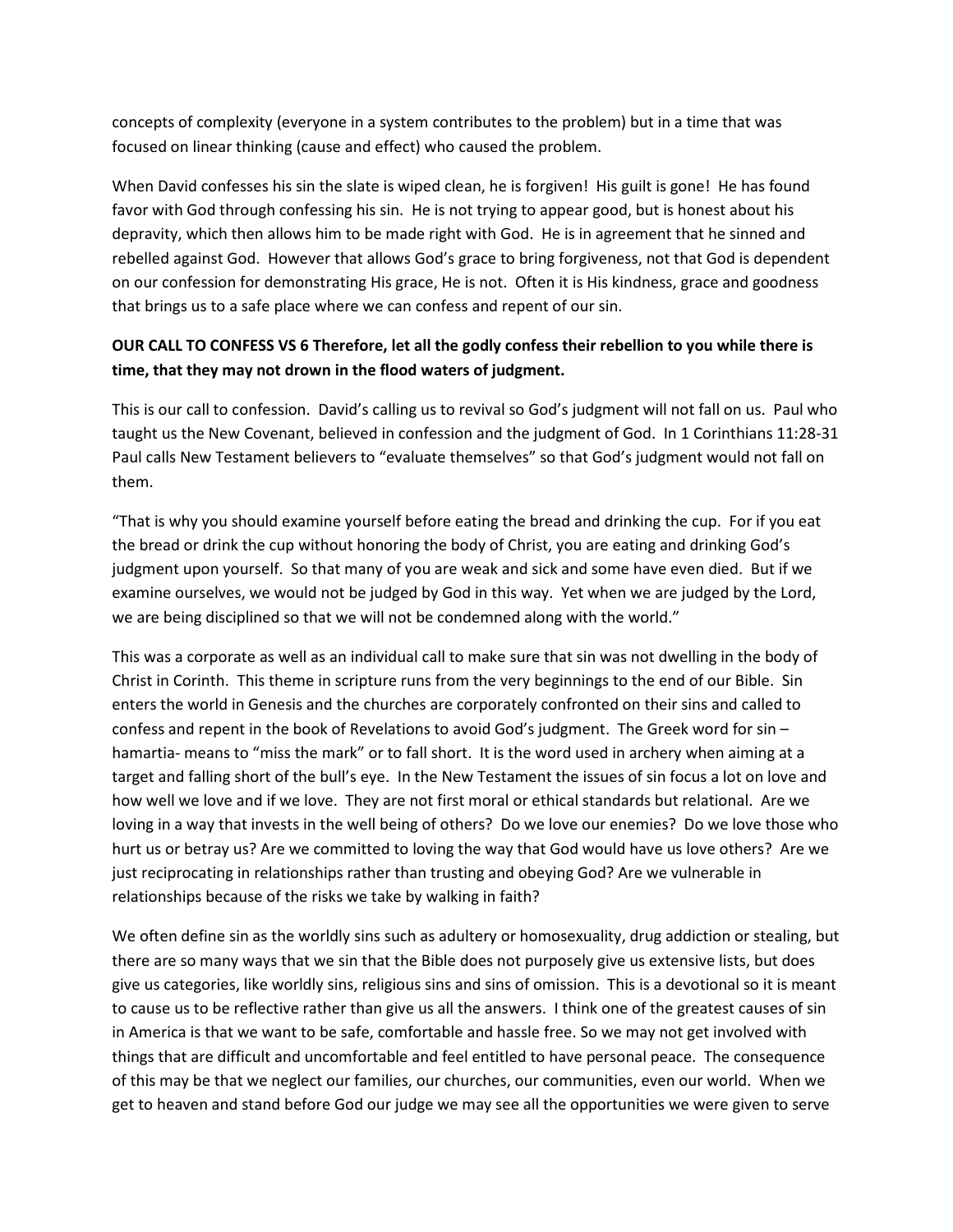concepts of complexity (everyone in a system contributes to the problem) but in a time that was focused on linear thinking (cause and effect) who caused the problem.

When David confesses his sin the slate is wiped clean, he is forgiven! His guilt is gone! He has found favor with God through confessing his sin. He is not trying to appear good, but is honest about his depravity, which then allows him to be made right with God. He is in agreement that he sinned and rebelled against God. However that allows God's grace to bring forgiveness, not that God is dependent on our confession for demonstrating His grace, He is not. Often it is His kindness, grace and goodness that brings us to a safe place where we can confess and repent of our sin.

**OUR CALL TO CONFESS VS 6 Therefore, let all the godly confess their rebellion to you while there is time, that they may not drown in the flood waters of judgment.**

This is our call to confession. David's calling us to revival so God's judgment will not fall on us. Paul who taught us the New Covenant, believed in confession and the judgment of God. In 1 Corinthians 11:28-31 Paul calls New Testament believers to "evaluate themselves" so that God's judgment would not fall on them.

"That is why you should examine yourself before eating the bread and drinking the cup. For if you eat the bread or drink the cup without honoring the body of Christ, you are eating and drinking God's judgment upon yourself. So that many of you are weak and sick and some have even died. But if we examine ourselves, we would not be judged by God in this way. Yet when we are judged by the Lord, we are being disciplined so that we will not be condemned along with the world."

This was a corporate as well as an individual call to make sure that sin was not dwelling in the body of Christ in Corinth. This theme in scripture runs from the very beginnings to the end of our Bible. Sin enters the world in Genesis and the churches are corporately confronted on their sins and called to confess and repent in the book of Revelations to avoid God's judgment. The Greek word for sin – hamartia- means to "miss the mark" or to fall short. It is the word used in archery when aiming at a target and falling short of the bull's eye. In the New Testament the issues of sin focus a lot on love and how well we love and if we love. They are not first moral or ethical standards but relational. Are we loving in a way that invests in the well being of others? Do we love our enemies? Do we love those who hurt us or betray us? Are we committed to loving the way that God would have us love others? Are we just reciprocating in relationships rather than trusting and obeying God? Are we vulnerable in relationships because of the risks we take by walking in faith?

We often define sin as the worldly sins such as adultery or homosexuality, drug addiction or stealing, but there are so many ways that we sin that the Bible does not purposely give us extensive lists, but does give us categories, like worldly sins, religious sins and sins of omission. This is a devotional so it is meant to cause us to be reflective rather than give us all the answers. I think one of the greatest causes of sin in America is that we want to be safe, comfortable and hassle free. So we may not get involved with things that are difficult and uncomfortable and feel entitled to have personal peace. The consequence of this may be that we neglect our families, our churches, our communities, even our world. When we get to heaven and stand before God our judge we may see all the opportunities we were given to serve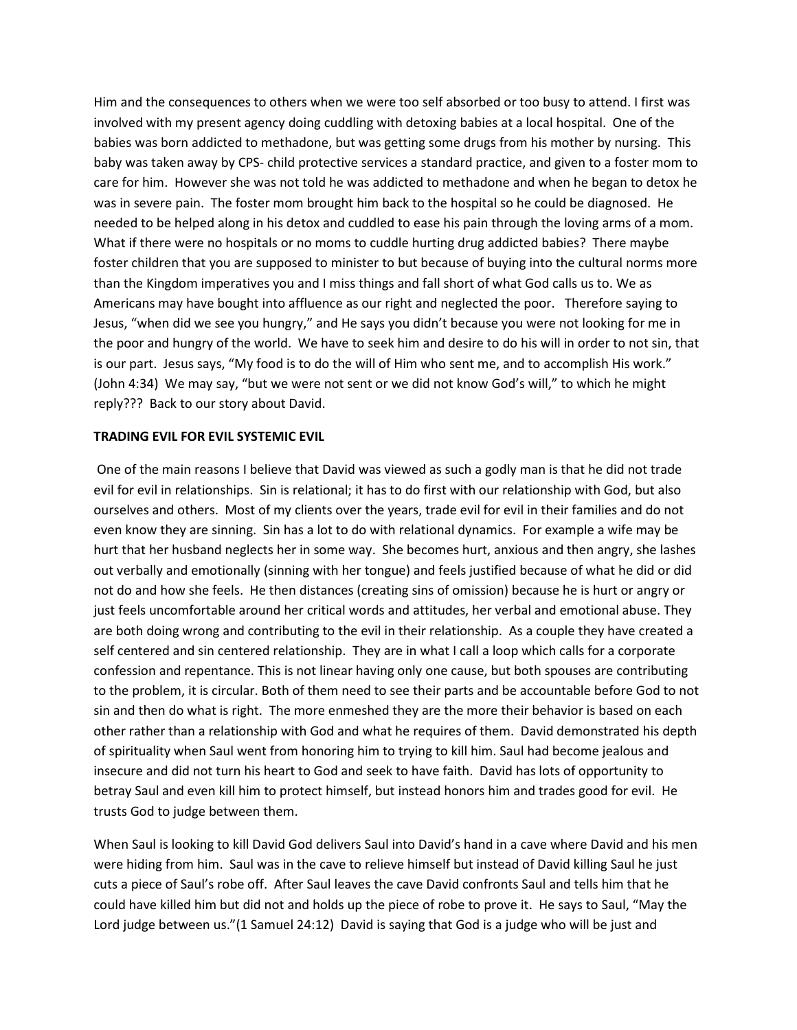Him and the consequences to others when we were too self absorbed or too busy to attend. I first was involved with my present agency doing cuddling with detoxing babies at a local hospital. One of the babies was born addicted to methadone, but was getting some drugs from his mother by nursing. This baby was taken away by CPS- child protective services a standard practice, and given to a foster mom to care for him. However she was not told he was addicted to methadone and when he began to detox he was in severe pain. The foster mom brought him back to the hospital so he could be diagnosed. He needed to be helped along in his detox and cuddled to ease his pain through the loving arms of a mom. What if there were no hospitals or no moms to cuddle hurting drug addicted babies? There maybe foster children that you are supposed to minister to but because of buying into the cultural norms more than the Kingdom imperatives you and I miss things and fall short of what God calls us to. We as Americans may have bought into affluence as our right and neglected the poor. Therefore saying to Jesus, "when did we see you hungry," and He says you didn't because you were not looking for me in the poor and hungry of the world. We have to seek him and desire to do his will in order to not sin, that is our part. Jesus says, "My food is to do the will of Him who sent me, and to accomplish His work." (John 4:34) We may say, "but we were not sent or we did not know God's will," to which he might reply??? Back to our story about David.

**TRADING EVIL FOR EVIL SYSTEMIC EVIL**

One of the main reasons I believe that David was viewed as such a godly man is that he did not trade evil for evil in relationships. Sin is relational; it has to do first with our relationship with God, but also ourselves and others. Most of my clients over the years, trade evil for evil in their families and do not even know they are sinning. Sin has a lot to do with relational dynamics. For example a wife may be hurt that her husband neglects her in some way. She becomes hurt, anxious and then angry, she lashes out verbally and emotionally (sinning with her tongue) and feels justified because of what he did or did not do and how she feels. He then distances (creating sins of omission) because he is hurt or angry or just feels uncomfortable around her critical words and attitudes, her verbal and emotional abuse. They are both doing wrong and contributing to the evil in their relationship. As a couple they have created a self centered and sin centered relationship. They are in what I call a loop which calls for a corporate confession and repentance. This is not linear having only one cause, but both spouses are contributing to the problem, it is circular. Both of them need to see their parts and be accountable before God to not sin and then do what is right. The more enmeshed they are the more their behavior is based on each other rather than a relationship with God and what he requires of them. David demonstrated his depth of spirituality when Saul went from honoring him to trying to kill him. Saul had become jealous and insecure and did not turn his heart to God and seek to have faith. David has lots of opportunity to betray Saul and even kill him to protect himself, but instead honors him and trades good for evil. He trusts God to judge between them.

When Saul is looking to kill David God delivers Saul into David's hand in a cave where David and his men were hiding from him. Saul was in the cave to relieve himself but instead of David killing Saul he just cuts a piece of Saul's robe off. After Saul leaves the cave David confronts Saul and tells him that he could have killed him but did not and holds up the piece of robe to prove it. He says to Saul, "May the Lord judge between us."(1 Samuel 24:12) David is saying that God is a judge who will be just and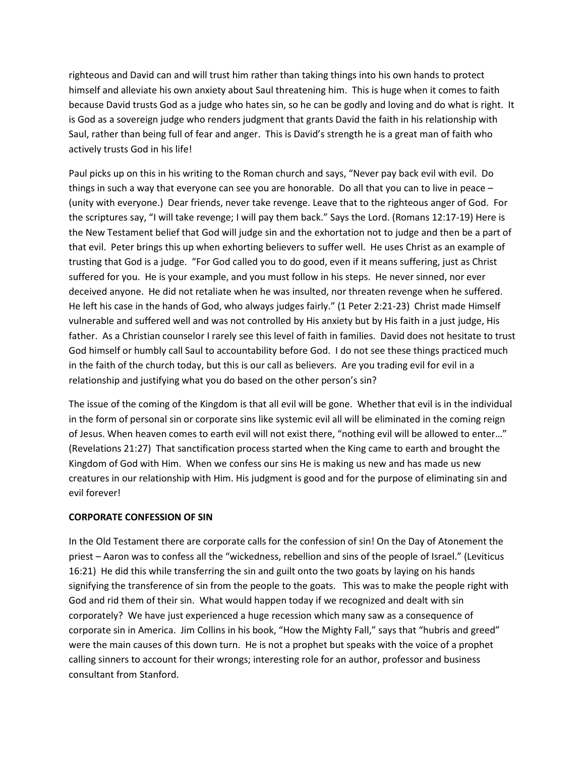righteous and David can and will trust him rather than taking things into his own hands to protect himself and alleviate his own anxiety about Saul threatening him. This is huge when it comes to faith because David trusts God as a judge who hates sin, so he can be godly and loving and do what is right. It is God as a sovereign judge who renders judgment that grants David the faith in his relationship with Saul, rather than being full of fear and anger. This is David's strength he is a great man of faith who actively trusts God in his life!

Paul picks up on this in his writing to the Roman church and says, "Never pay back evil with evil. Do things in such a way that everyone can see you are honorable. Do all that you can to live in peace – (unity with everyone.) Dear friends, never take revenge. Leave that to the righteous anger of God. For the scriptures say, "I will take revenge; I will pay them back." Says the Lord. (Romans 12:17-19) Here is the New Testament belief that God will judge sin and the exhortation not to judge and then be a part of that evil. Peter brings this up when exhorting believers to suffer well. He uses Christ as an example of trusting that God is a judge. "For God called you to do good, even if it means suffering, just as Christ suffered for you. He is your example, and you must follow in his steps. He never sinned, nor ever deceived anyone. He did not retaliate when he was insulted, nor threaten revenge when he suffered. He left his case in the hands of God, who always judges fairly." (1 Peter 2:21-23) Christ made Himself vulnerable and suffered well and was not controlled by His anxiety but by His faith in a just judge, His father. As a Christian counselor I rarely see this level of faith in families. David does not hesitate to trust God himself or humbly call Saul to accountability before God. I do not see these things practiced much in the faith of the church today, but this is our call as believers. Are you trading evil for evil in a relationship and justifying what you do based on the other person's sin?

The issue of the coming of the Kingdom is that all evil will be gone. Whether that evil is in the individual in the form of personal sin or corporate sins like systemic evil all will be eliminated in the coming reign of Jesus. When heaven comes to earth evil will not exist there, "nothing evil will be allowed to enter…" (Revelations 21:27) That sanctification process started when the King came to earth and brought the Kingdom of God with Him. When we confess our sins He is making us new and has made us new creatures in our relationship with Him. His judgment is good and for the purpose of eliminating sin and evil forever!

**CORPORATE CONFESSION OF SIN**

In the Old Testament there are corporate calls for the confession of sin! On the Day of Atonement the priest – Aaron was to confess all the "wickedness, rebellion and sins of the people of Israel." (Leviticus 16:21) He did this while transferring the sin and guilt onto the two goats by laying on his hands signifying the transference of sin from the people to the goats. This was to make the people right with God and rid them of their sin. What would happen today if we recognized and dealt with sin corporately? We have just experienced a huge recession which many saw as a consequence of corporate sin in America. Jim Collins in his book, "How the Mighty Fall," says that "hubris and greed" were the main causes of this down turn. He is not a prophet but speaks with the voice of a prophet calling sinners to account for their wrongs; interesting role for an author, professor and business consultant from Stanford.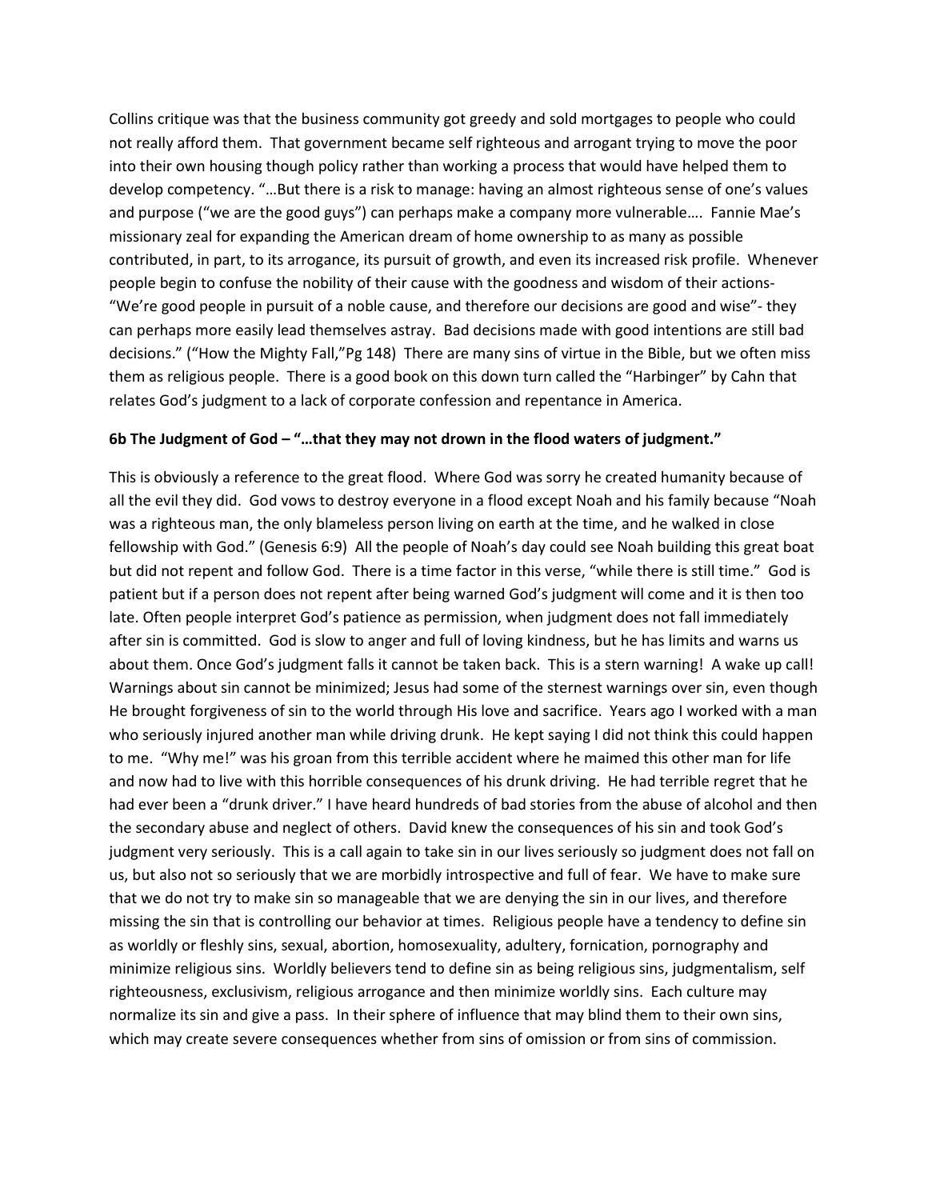Collins critique was that the business community got greedy and sold mortgages to people who could not really afford them. That government became self righteous and arrogant trying to move the poor into their own housing though policy rather than working a process that would have helped them to develop competency. "…But there is a risk to manage: having an almost righteous sense of one's values and purpose ("we are the good guys") can perhaps make a company more vulnerable…. Fannie Mae's missionary zeal for expanding the American dream of home ownership to as many as possible contributed, in part, to its arrogance, its pursuit of growth, and even its increased risk profile. Whenever people begin to confuse the nobility of their cause with the goodness and wisdom of their actions- "We're good people in pursuit of a noble cause, and therefore our decisions are good and wise"- they can perhaps more easily lead themselves astray. Bad decisions made with good intentions are still bad decisions." ("How the Mighty Fall,"Pg 148) There are many sins of virtue in the Bible, but we often miss them as religious people. There is a good book on this down turn called the "Harbinger" by Cahn that relates God's judgment to a lack of corporate confession and repentance in America.

**6b The Judgment of God – "…that they may not drown in the flood waters of judgment."**

This is obviously a reference to the great flood. Where God was sorry he created humanity because of all the evil they did. God vows to destroy everyone in a flood except Noah and his family because "Noah was a righteous man, the only blameless person living on earth at the time, and he walked in close fellowship with God." (Genesis 6:9) All the people of Noah's day could see Noah building this great boat but did not repent and follow God. There is a time factor in this verse, "while there is still time." God is patient but if a person does not repent after being warned God's judgment will come and it is then too late. Often people interpret God's patience as permission, when judgment does not fall immediately after sin is committed. God is slow to anger and full of loving kindness, but he has limits and warns us about them. Once God's judgment falls it cannot be taken back. This is a stern warning! A wake up call! Warnings about sin cannot be minimized; Jesus had some of the sternest warnings over sin, even though He brought forgiveness of sin to the world through His love and sacrifice. Years ago I worked with a man who seriously injured another man while driving drunk. He kept saying I did not think this could happen to me. "Why me!" was his groan from this terrible accident where he maimed this other man for life and now had to live with this horrible consequences of his drunk driving. He had terrible regret that he had ever been a "drunk driver." I have heard hundreds of bad stories from the abuse of alcohol and then the secondary abuse and neglect of others. David knew the consequences of his sin and took God's judgment very seriously. This is a call again to take sin in our lives seriously so judgment does not fall on us, but also not so seriously that we are morbidly introspective and full of fear. We have to make sure that we do not try to make sin so manageable that we are denying the sin in our lives, and therefore missing the sin that is controlling our behavior at times. Religious people have a tendency to define sin as worldly or fleshly sins, sexual, abortion, homosexuality, adultery, fornication, pornography and minimize religious sins. Worldly believers tend to define sin as being religious sins, judgmentalism, self righteousness, exclusivism, religious arrogance and then minimize worldly sins. Each culture may normalize its sin and give a pass. In their sphere of influence that may blind them to their own sins, which may create severe consequences whether from sins of omission or from sins of commission.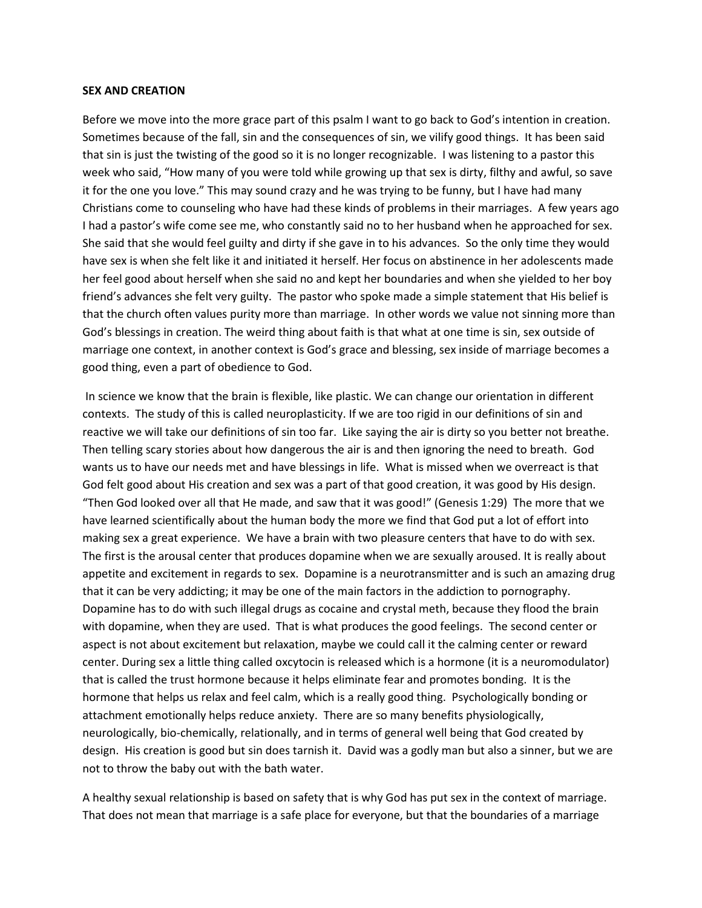**SEX AND CREATION**

Before we move into the more grace part of this psalm I want to go back to God's intention in creation. Sometimes because of the fall, sin and the consequences of sin, we vilify good things. It has been said that sin is just the twisting of the good so it is no longer recognizable. I was listening to a pastor this week who said, "How many of you were told while growing up that sex is dirty, filthy and awful, so save it for the one you love." This may sound crazy and he was trying to be funny, but I have had many Christians come to counseling who have had these kinds of problems in their marriages. A few years ago I had a pastor's wife come see me, who constantly said no to her husband when he approached for sex. She said that she would feel guilty and dirty if she gave in to his advances. So the only time they would have sex is when she felt like it and initiated it herself. Her focus on abstinence in her adolescents made her feel good about herself when she said no and kept her boundaries and when she yielded to her boy friend's advances she felt very guilty. The pastor who spoke made a simple statement that His belief is that the church often values purity more than marriage. In other words we value not sinning more than God's blessings in creation. The weird thing about faith is that what at one time is sin, sex outside of marriage one context, in another context is God's grace and blessing, sex inside of marriage becomes a good thing, even a part of obedience to God.

In science we know that the brain is flexible, like plastic. We can change our orientation in different contexts. The study of this is called neuroplasticity. If we are too rigid in our definitions of sin and reactive we will take our definitions of sin too far. Like saying the air is dirty so you better not breathe. Then telling scary stories about how dangerous the air is and then ignoring the need to breath. God wants us to have our needs met and have blessings in life. What is missed when we overreact is that God felt good about His creation and sex was a part of that good creation, it was good by His design. "Then God looked over all that He made, and saw that it was good!" (Genesis 1:29) The more that we have learned scientifically about the human body the more we find that God put a lot of effort into making sex a great experience. We have a brain with two pleasure centers that have to do with sex. The first is the arousal center that produces dopamine when we are sexually aroused. It is really about appetite and excitement in regards to sex. Dopamine is a neurotransmitter and is such an amazing drug that it can be very addicting; it may be one of the main factors in the addiction to pornography. Dopamine has to do with such illegal drugs as cocaine and crystal meth, because they flood the brain with dopamine, when they are used. That is what produces the good feelings. The second center or aspect is not about excitement but relaxation, maybe we could call it the calming center or reward center. During sex a little thing called oxcytocin is released which is a hormone (it is a neuromodulator) that is called the trust hormone because it helps eliminate fear and promotes bonding. It is the hormone that helps us relax and feel calm, which is a really good thing. Psychologically bonding or attachment emotionally helps reduce anxiety. There are so many benefits physiologically, neurologically, bio-chemically, relationally, and in terms of general well being that God created by design. His creation is good but sin does tarnish it. David was a godly man but also a sinner, but we are not to throw the baby out with the bath water.

A healthy sexual relationship is based on safety that is why God has put sex in the context of marriage. That does not mean that marriage is a safe place for everyone, but that the boundaries of a marriage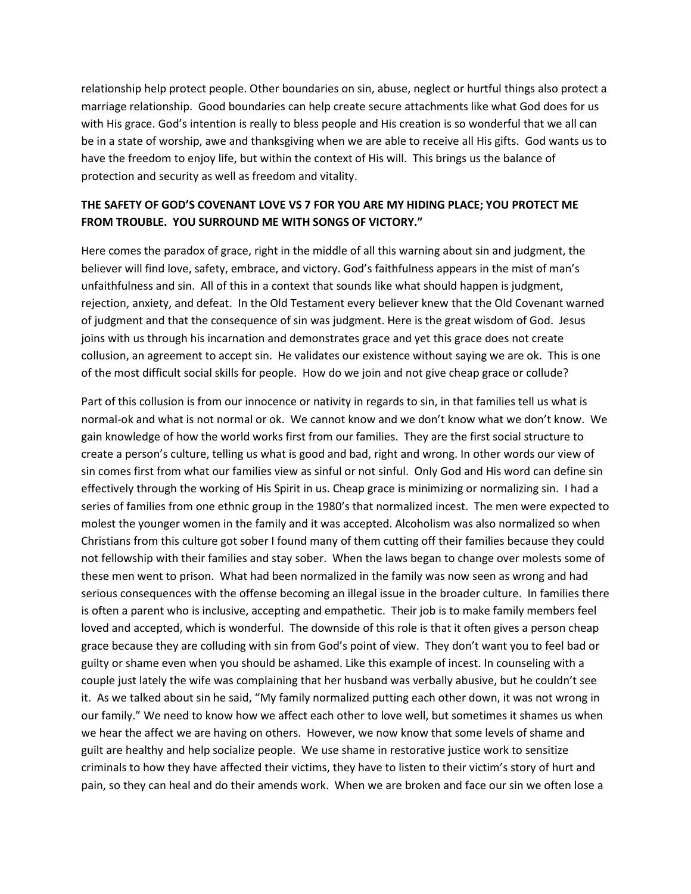relationship help protect people. Other boundaries on sin, abuse, neglect or hurtful things also protect a marriage relationship. Good boundaries can help create secure attachments like what God does for us with His grace. God's intention is really to bless people and His creation is so wonderful that we all can be in a state of worship, awe and thanksgiving when we are able to receive all His gifts. God wants us to have the freedom to enjoy life, but within the context of His will. This brings us the balance of protection and security as well as freedom and vitality.

**THE SAFETY OF GOD'S COVENANT LOVE VS 7 FOR YOU ARE MY HIDING PLACE; YOU PROTECT ME FROM TROUBLE. YOU SURROUND ME WITH SONGS OF VICTORY."**

Here comes the paradox of grace, right in the middle of all this warning about sin and judgment, the believer will find love, safety, embrace, and victory. God's faithfulness appears in the mist of man's unfaithfulness and sin. All of this in a context that sounds like what should happen is judgment, rejection, anxiety, and defeat. In the Old Testament every believer knew that the Old Covenant warned of judgment and that the consequence of sin was judgment. Here is the great wisdom of God. Jesus joins with us through his incarnation and demonstrates grace and yet this grace does not create collusion, an agreement to accept sin. He validates our existence without saying we are ok. This is one of the most difficult social skills for people. How do we join and not give cheap grace or collude?

Part of this collusion is from our innocence or nativity in regards to sin, in that families tell us what is normal-ok and what is not normal or ok. We cannot know and we don't know what we don't know. We gain knowledge of how the world works first from our families. They are the first social structure to create a person's culture, telling us what is good and bad, right and wrong. In other words our view of sin comes first from what our families view as sinful or not sinful. Only God and His word can define sin effectively through the working of His Spirit in us. Cheap grace is minimizing or normalizing sin. I had a series of families from one ethnic group in the 1980's that normalized incest. The men were expected to molest the younger women in the family and it was accepted. Alcoholism was also normalized so when Christians from this culture got sober I found many of them cutting off their families because they could not fellowship with their families and stay sober. When the laws began to change over molests some of these men went to prison. What had been normalized in the family was now seen as wrong and had serious consequences with the offense becoming an illegal issue in the broader culture. In families there is often a parent who is inclusive, accepting and empathetic. Their job is to make family members feel loved and accepted, which is wonderful. The downside of this role is that it often gives a person cheap grace because they are colluding with sin from God's point of view. They don't want you to feel bad or guilty or shame even when you should be ashamed. Like this example of incest. In counseling with a couple just lately the wife was complaining that her husband was verbally abusive, but he couldn't see it. As we talked about sin he said, "My family normalized putting each other down, it was not wrong in our family." We need to know how we affect each other to love well, but sometimes it shames us when we hear the affect we are having on others. However, we now know that some levels of shame and guilt are healthy and help socialize people. We use shame in restorative justice work to sensitize criminals to how they have affected their victims, they have to listen to their victim's story of hurt and pain, so they can heal and do their amends work. When we are broken and face our sin we often lose a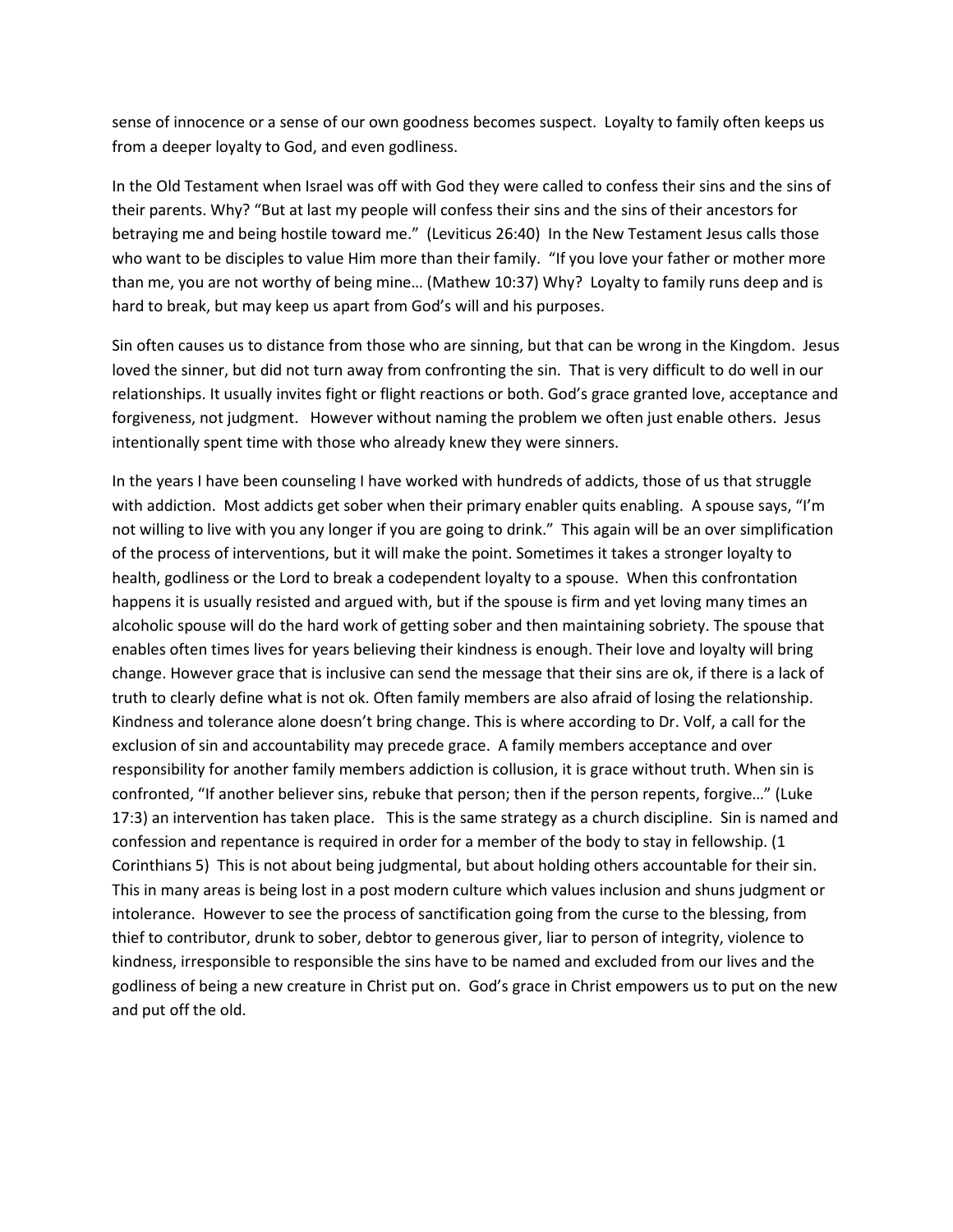sense of innocence or a sense of our own goodness becomes suspect. Loyalty to family often keeps us from a deeper loyalty to God, and even godliness.

In the Old Testament when Israel was off with God they were called to confess their sins and the sins of their parents. Why? "But at last my people will confess their sins and the sins of their ancestors for betraying me and being hostile toward me." (Leviticus 26:40) In the New Testament Jesus calls those who want to be disciples to value Him more than their family. "If you love your father or mother more than me, you are not worthy of being mine… (Mathew 10:37) Why? Loyalty to family runs deep and is hard to break, but may keep us apart from God's will and his purposes.

Sin often causes us to distance from those who are sinning, but that can be wrong in the Kingdom. Jesus loved the sinner, but did not turn away from confronting the sin. That is very difficult to do well in our relationships. It usually invites fight or flight reactions or both. God's grace granted love, acceptance and forgiveness, not judgment. However without naming the problem we often just enable others. Jesus intentionally spent time with those who already knew they were sinners.

In the years I have been counseling I have worked with hundreds of addicts, those of us that struggle with addiction. Most addicts get sober when their primary enabler quits enabling. A spouse says, "I'm not willing to live with you any longer if you are going to drink." This again will be an over simplification of the process of interventions, but it will make the point. Sometimes it takes a stronger loyalty to health, godliness or the Lord to break a codependent loyalty to a spouse. When this confrontation happens it is usually resisted and argued with, but if the spouse is firm and yet loving many times an alcoholic spouse will do the hard work of getting sober and then maintaining sobriety. The spouse that enables often times lives for years believing their kindness is enough. Their love and loyalty will bring change. However grace that is inclusive can send the message that their sins are ok, if there is a lack of truth to clearly define what is not ok. Often family members are also afraid of losing the relationship. Kindness and tolerance alone doesn't bring change. This is where according to Dr. Volf, a call for the exclusion of sin and accountability may precede grace. A family members acceptance and over responsibility for another family members addiction is collusion, it is grace without truth. When sin is confronted, "If another believer sins, rebuke that person; then if the person repents, forgive…" (Luke 17:3) an intervention has taken place. This is the same strategy as a church discipline. Sin is named and confession and repentance is required in order for a member of the body to stay in fellowship. (1 Corinthians 5) This is not about being judgmental, but about holding others accountable for their sin. This in many areas is being lost in a post modern culture which values inclusion and shuns judgment or intolerance. However to see the process of sanctification going from the curse to the blessing, from thief to contributor, drunk to sober, debtor to generous giver, liar to person of integrity, violence to kindness, irresponsible to responsible the sins have to be named and excluded from our lives and the godliness of being a new creature in Christ put on. God's grace in Christ empowers us to put on the new and put off the old.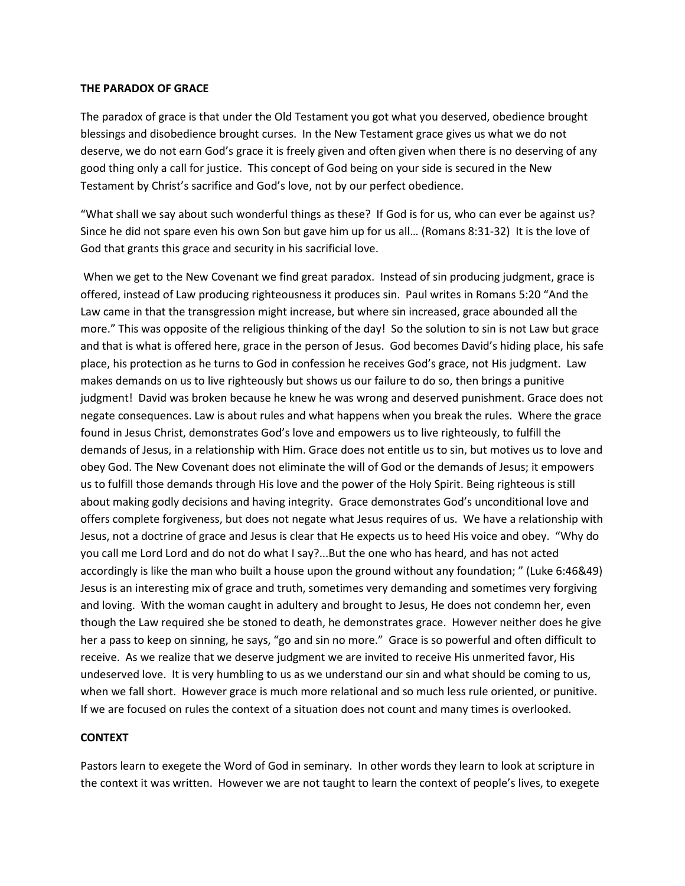**THE PARADOX OF GRACE**

The paradox of grace is that under the Old Testament you got what you deserved, obedience brought blessings and disobedience brought curses. In the New Testament grace gives us what we do not deserve, we do not earn God's grace it is freely given and often given when there is no deserving of any good thing only a call for justice. This concept of God being on your side is secured in the New Testament by Christ's sacrifice and God's love, not by our perfect obedience.

"What shall we say about such wonderful things as these? If God is for us, who can ever be against us? Since he did not spare even his own Son but gave him up for us all… (Romans 8:31-32) It is the love of God that grants this grace and security in his sacrificial love.

When we get to the New Covenant we find great paradox. Instead of sin producing judgment, grace is offered, instead of Law producing righteousness it produces sin. Paul writes in Romans 5:20 "And the Law came in that the transgression might increase, but where sin increased, grace abounded all the more." This was opposite of the religious thinking of the day! So the solution to sin is not Law but grace and that is what is offered here, grace in the person of Jesus. God becomes David's hiding place, his safe place, his protection as he turns to God in confession he receives God's grace, not His judgment. Law makes demands on us to live righteously but shows us our failure to do so, then brings a punitive judgment! David was broken because he knew he was wrong and deserved punishment. Grace does not negate consequences. Law is about rules and what happens when you break the rules. Where the grace found in Jesus Christ, demonstrates God's love and empowers us to live righteously, to fulfill the demands of Jesus, in a relationship with Him. Grace does not entitle us to sin, but motives us to love and obey God. The New Covenant does not eliminate the will of God or the demands of Jesus; it empowers us to fulfill those demands through His love and the power of the Holy Spirit. Being righteous is still about making godly decisions and having integrity. Grace demonstrates God's unconditional love and offers complete forgiveness, but does not negate what Jesus requires of us. We have a relationship with Jesus, not a doctrine of grace and Jesus is clear that He expects us to heed His voice and obey. "Why do you call me Lord Lord and do not do what I say?...But the one who has heard, and has not acted accordingly is like the man who built a house upon the ground without any foundation; " (Luke 6:46&49) Jesus is an interesting mix of grace and truth, sometimes very demanding and sometimes very forgiving and loving. With the woman caught in adultery and brought to Jesus, He does not condemn her, even though the Law required she be stoned to death, he demonstrates grace. However neither does he give her a pass to keep on sinning, he says, "go and sin no more." Grace is so powerful and often difficult to receive. As we realize that we deserve judgment we are invited to receive His unmerited favor, His undeserved love. It is very humbling to us as we understand our sin and what should be coming to us, when we fall short. However grace is much more relational and so much less rule oriented, or punitive. If we are focused on rules the context of a situation does not count and many times is overlooked.

**CONTEXT**

Pastors learn to exegete the Word of God in seminary. In other words they learn to look at scripture in the context it was written. However we are not taught to learn the context of people's lives, to exegete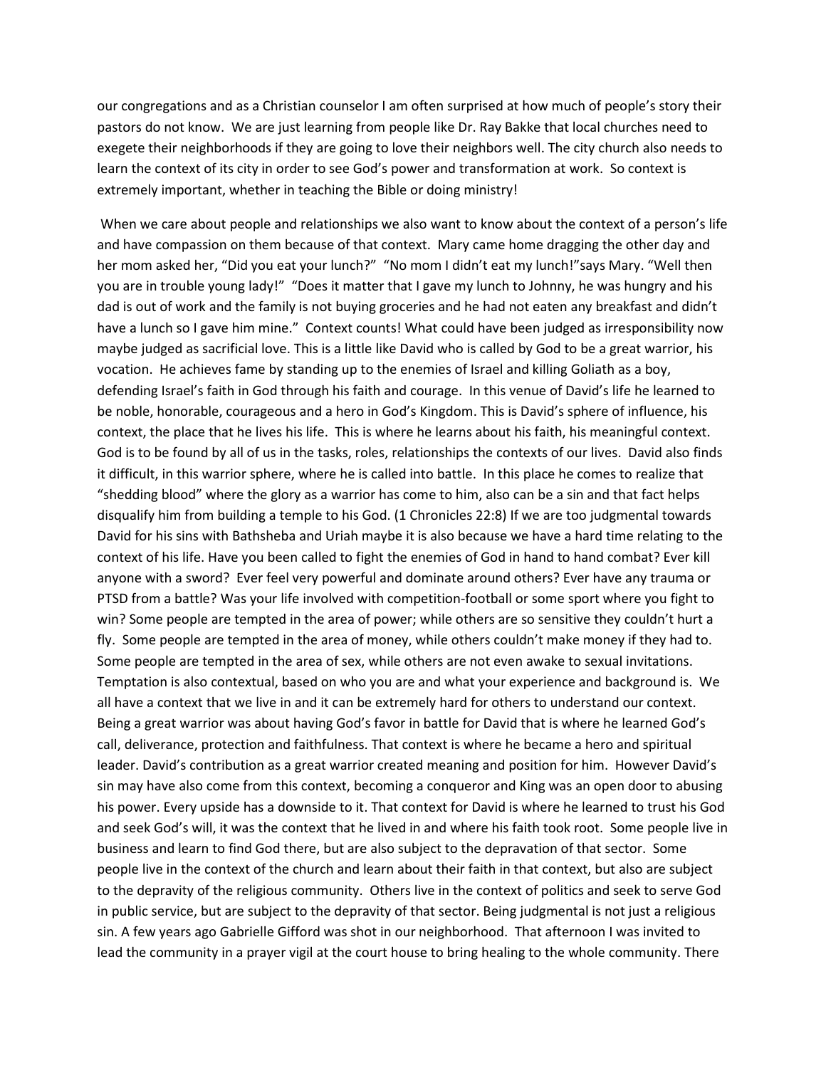our congregations and as a Christian counselor I am often surprised at how much of people's story their pastors do not know. We are just learning from people like Dr. Ray Bakke that local churches need to exegete their neighborhoods if they are going to love their neighbors well. The city church also needs to learn the context of its city in order to see God's power and transformation at work. So context is extremely important, whether in teaching the Bible or doing ministry!

When we care about people and relationships we also want to know about the context of a person's life and have compassion on them because of that context. Mary came home dragging the other day and her mom asked her, "Did you eat your lunch?" "No mom I didn't eat my lunch!"says Mary. "Well then you are in trouble young lady!" "Does it matter that I gave my lunch to Johnny, he was hungry and his dad is out of work and the family is not buying groceries and he had not eaten any breakfast and didn't have a lunch so I gave him mine." Context counts! What could have been judged as irresponsibility now maybe judged as sacrificial love. This is a little like David who is called by God to be a great warrior, his vocation. He achieves fame by standing up to the enemies of Israel and killing Goliath as a boy, defending Israel's faith in God through his faith and courage. In this venue of David's life he learned to be noble, honorable, courageous and a hero in God's Kingdom. This is David's sphere of influence, his context, the place that he lives his life. This is where he learns about his faith, his meaningful context. God is to be found by all of us in the tasks, roles, relationships the contexts of our lives. David also finds it difficult, in this warrior sphere, where he is called into battle. In this place he comes to realize that "shedding blood" where the glory as a warrior has come to him, also can be a sin and that fact helps disqualify him from building a temple to his God. (1 Chronicles 22:8) If we are too judgmental towards David for his sins with Bathsheba and Uriah maybe it is also because we have a hard time relating to the context of his life. Have you been called to fight the enemies of God in hand to hand combat? Ever kill anyone with a sword? Ever feel very powerful and dominate around others? Ever have any trauma or PTSD from a battle? Was your life involved with competition-football or some sport where you fight to win? Some people are tempted in the area of power; while others are so sensitive they couldn't hurt a fly. Some people are tempted in the area of money, while others couldn't make money if they had to. Some people are tempted in the area of sex, while others are not even awake to sexual invitations. Temptation is also contextual, based on who you are and what your experience and background is. We all have a context that we live in and it can be extremely hard for others to understand our context. Being a great warrior was about having God's favor in battle for David that is where he learned God's call, deliverance, protection and faithfulness. That context is where he became a hero and spiritual leader. David's contribution as a great warrior created meaning and position for him. However David's sin may have also come from this context, becoming a conqueror and King was an open door to abusing his power. Every upside has a downside to it. That context for David is where he learned to trust his God and seek God's will, it was the context that he lived in and where his faith took root. Some people live in business and learn to find God there, but are also subject to the depravation of that sector. Some people live in the context of the church and learn about their faith in that context, but also are subject to the depravity of the religious community. Others live in the context of politics and seek to serve God in public service, but are subject to the depravity of that sector. Being judgmental is not just a religious sin. A few years ago Gabrielle Gifford was shot in our neighborhood. That afternoon I was invited to lead the community in a prayer vigil at the court house to bring healing to the whole community. There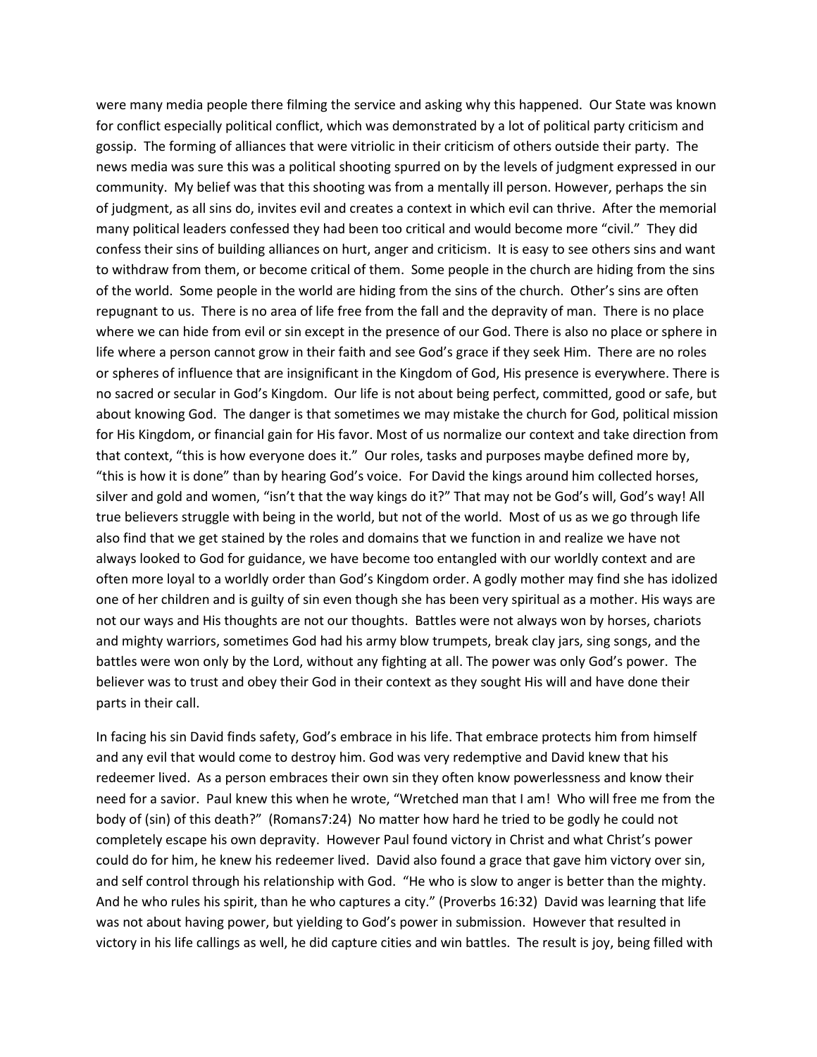were many media people there filming the service and asking why this happened. Our State was known for conflict especially political conflict, which was demonstrated by a lot of political party criticism and gossip. The forming of alliances that were vitriolic in their criticism of others outside their party. The news media was sure this was a political shooting spurred on by the levels of judgment expressed in our community. My belief was that this shooting was from a mentally ill person. However, perhaps the sin of judgment, as all sins do, invites evil and creates a context in which evil can thrive. After the memorial many political leaders confessed they had been too critical and would become more "civil." They did confess their sins of building alliances on hurt, anger and criticism. It is easy to see others sins and want to withdraw from them, or become critical of them. Some people in the church are hiding from the sins of the world. Some people in the world are hiding from the sins of the church. Other's sins are often repugnant to us. There is no area of life free from the fall and the depravity of man. There is no place where we can hide from evil or sin except in the presence of our God. There is also no place or sphere in life where a person cannot grow in their faith and see God's grace if they seek Him. There are no roles or spheres of influence that are insignificant in the Kingdom of God, His presence is everywhere. There is no sacred or secular in God's Kingdom. Our life is not about being perfect, committed, good or safe, but about knowing God. The danger is that sometimes we may mistake the church for God, political mission for His Kingdom, or financial gain for His favor. Most of us normalize our context and take direction from that context, "this is how everyone does it." Our roles, tasks and purposes maybe defined more by, "this is how it is done" than by hearing God's voice. For David the kings around him collected horses, silver and gold and women, "isn't that the way kings do it?" That may not be God's will, God's way! All true believers struggle with being in the world, but not of the world. Most of us as we go through life also find that we get stained by the roles and domains that we function in and realize we have not always looked to God for guidance, we have become too entangled with our worldly context and are often more loyal to a worldly order than God's Kingdom order. A godly mother may find she has idolized one of her children and is guilty of sin even though she has been very spiritual as a mother. His ways are not our ways and His thoughts are not our thoughts. Battles were not always won by horses, chariots and mighty warriors, sometimes God had his army blow trumpets, break clay jars, sing songs, and the battles were won only by the Lord, without any fighting at all. The power was only God's power. The believer was to trust and obey their God in their context as they sought His will and have done their parts in their call.

In facing his sin David finds safety, God's embrace in his life. That embrace protects him from himself and any evil that would come to destroy him. God was very redemptive and David knew that his redeemer lived. As a person embraces their own sin they often know powerlessness and know their need for a savior. Paul knew this when he wrote, "Wretched man that I am! Who will free me from the body of (sin) of this death?" (Romans7:24) No matter how hard he tried to be godly he could not completely escape his own depravity. However Paul found victory in Christ and what Christ's power could do for him, he knew his redeemer lived. David also found a grace that gave him victory over sin, and self control through his relationship with God. "He who is slow to anger is better than the mighty. And he who rules his spirit, than he who captures a city." (Proverbs 16:32) David was learning that life was not about having power, but yielding to God's power in submission. However that resulted in victory in his life callings as well, he did capture cities and win battles. The result is joy, being filled with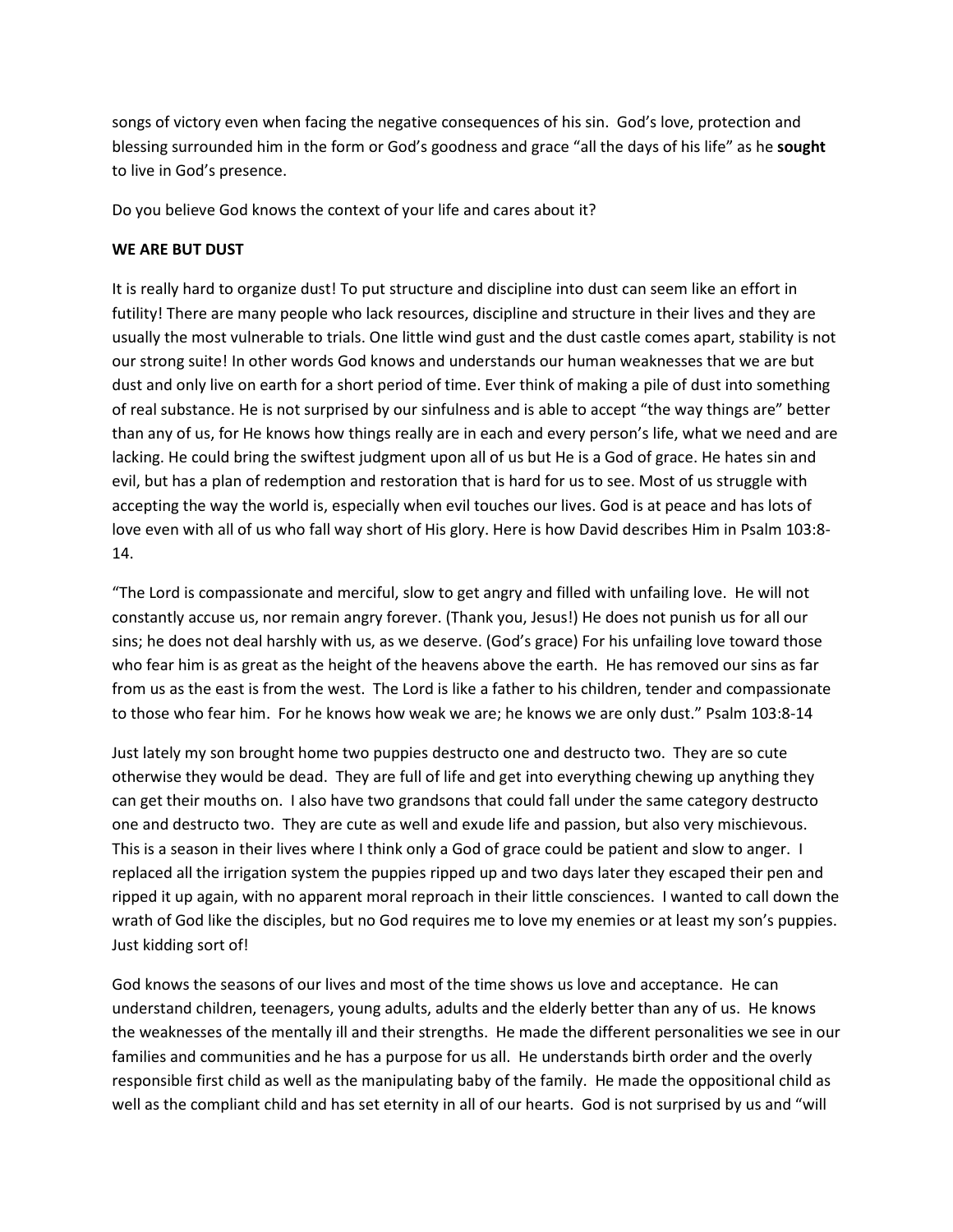songs of victory even when facing the negative consequences of his sin. God's love, protection and blessing surrounded him in the form or God's goodness and grace "all the days of his life" as he **sought** to live in God's presence.

Do you believe God knows the context of your life and cares about it?

**WE ARE BUT DUST**

It is really hard to organize dust! To put structure and discipline into dust can seem like an effort in futility! There are many people who lack resources, discipline and structure in their lives and they are usually the most vulnerable to trials. One little wind gust and the dust castle comes apart, stability is not our strong suite! In other words God knows and understands our human weaknesses that we are but dust and only live on earth for a short period of time. Ever think of making a pile of dust into something of real substance. He is not surprised by our sinfulness and is able to accept "the way things are" better than any of us, for He knows how things really are in each and every person's life, what we need and are lacking. He could bring the swiftest judgment upon all of us but He is a God of grace. He hates sin and evil, but has a plan of redemption and restoration that is hard for us to see. Most of us struggle with accepting the way the world is, especially when evil touches our lives. God is at peace and has lots of love even with all of us who fall way short of His glory. Here is how David describes Him in Psalm 103:8-14.

"The Lord is compassionate and merciful, slow to get angry and filled with unfailing love. He will not constantly accuse us, nor remain angry forever. (Thank you, Jesus!) He does not punish us for all our sins; he does not deal harshly with us, as we deserve. (God's grace) For his unfailing love toward those who fear him is as great as the height of the heavens above the earth. He has removed our sins as far from us as the east is from the west. The Lord is like a father to his children, tender and compassionate to those who fear him. For he knows how weak we are; he knows we are only dust." Psalm 103:8-14

Just lately my son brought home two puppies destructo one and destructo two. They are so cute otherwise they would be dead. They are full of life and get into everything chewing up anything they can get their mouths on. I also have two grandsons that could fall under the same category destructo one and destructo two. They are cute as well and exude life and passion, but also very mischievous. This is a season in their lives where I think only a God of grace could be patient and slow to anger. I replaced all the irrigation system the puppies ripped up and two days later they escaped their pen and ripped it up again, with no apparent moral reproach in their little consciences. I wanted to call down the wrath of God like the disciples, but no God requires me to love my enemies or at least my son's puppies. Just kidding sort of!

God knows the seasons of our lives and most of the time shows us love and acceptance. He can understand children, teenagers, young adults, adults and the elderly better than any of us. He knows the weaknesses of the mentally ill and their strengths. He made the different personalities we see in our families and communities and he has a purpose for us all. He understands birth order and the overly responsible first child as well as the manipulating baby of the family. He made the oppositional child as well as the compliant child and has set eternity in all of our hearts. God is not surprised by us and "will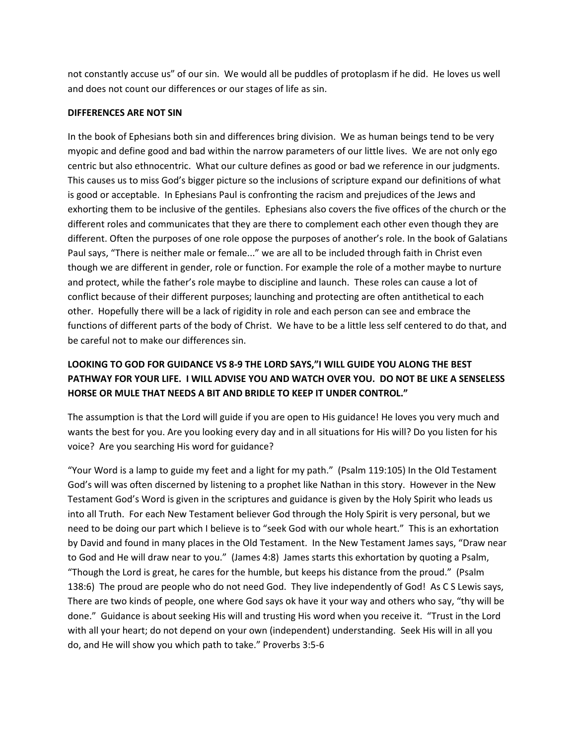not constantly accuse us" of our sin. We would all be puddles of protoplasm if he did. He loves us well and does not count our differences or our stages of life as sin.

**DIFFERENCES ARE NOT SIN**

In the book of Ephesians both sin and differences bring division. We as human beings tend to be very myopic and define good and bad within the narrow parameters of our little lives. We are not only ego centric but also ethnocentric. What our culture defines as good or bad we reference in our judgments. This causes us to miss God's bigger picture so the inclusions of scripture expand our definitions of what is good or acceptable. In Ephesians Paul is confronting the racism and prejudices of the Jews and exhorting them to be inclusive of the gentiles. Ephesians also covers the five offices of the church or the different roles and communicates that they are there to complement each other even though they are different. Often the purposes of one role oppose the purposes of another's role. In the book of Galatians Paul says, "There is neither male or female..." we are all to be included through faith in Christ even though we are different in gender, role or function. For example the role of a mother maybe to nurture and protect, while the father's role maybe to discipline and launch. These roles can cause a lot of conflict because of their different purposes; launching and protecting are often antithetical to each other. Hopefully there will be a lack of rigidity in role and each person can see and embrace the functions of different parts of the body of Christ. We have to be a little less self centered to do that, and be careful not to make our differences sin.

**LOOKING TO GOD FOR GUIDANCE VS 8-9 THE LORD SAYS,"I WILL GUIDE YOU ALONG THE BEST PATHWAY FOR YOUR LIFE. I WILL ADVISE YOU AND WATCH OVER YOU. DO NOT BE LIKE A SENSELESS HORSE OR MULE THAT NEEDS A BIT AND BRIDLE TO KEEP IT UNDER CONTROL."**

The assumption is that the Lord will guide if you are open to His guidance! He loves you very much and wants the best for you. Are you looking every day and in all situations for His will? Do you listen for his voice? Are you searching His word for guidance?

"Your Word is a lamp to guide my feet and a light for my path." (Psalm 119:105) In the Old Testament God's will was often discerned by listening to a prophet like Nathan in this story. However in the New Testament God's Word is given in the scriptures and guidance is given by the Holy Spirit who leads us into all Truth. For each New Testament believer God through the Holy Spirit is very personal, but we need to be doing our part which I believe is to "seek God with our whole heart." This is an exhortation by David and found in many places in the Old Testament. In the New Testament James says, "Draw near to God and He will draw near to you." (James 4:8) James starts this exhortation by quoting a Psalm, "Though the Lord is great, he cares for the humble, but keeps his distance from the proud." (Psalm 138:6) The proud are people who do not need God. They live independently of God! As C S Lewis says, There are two kinds of people, one where God says ok have it your way and others who say, "thy will be done." Guidance is about seeking His will and trusting His word when you receive it. "Trust in the Lord with all your heart; do not depend on your own (independent) understanding. Seek His will in all you do, and He will show you which path to take." Proverbs 3:5-6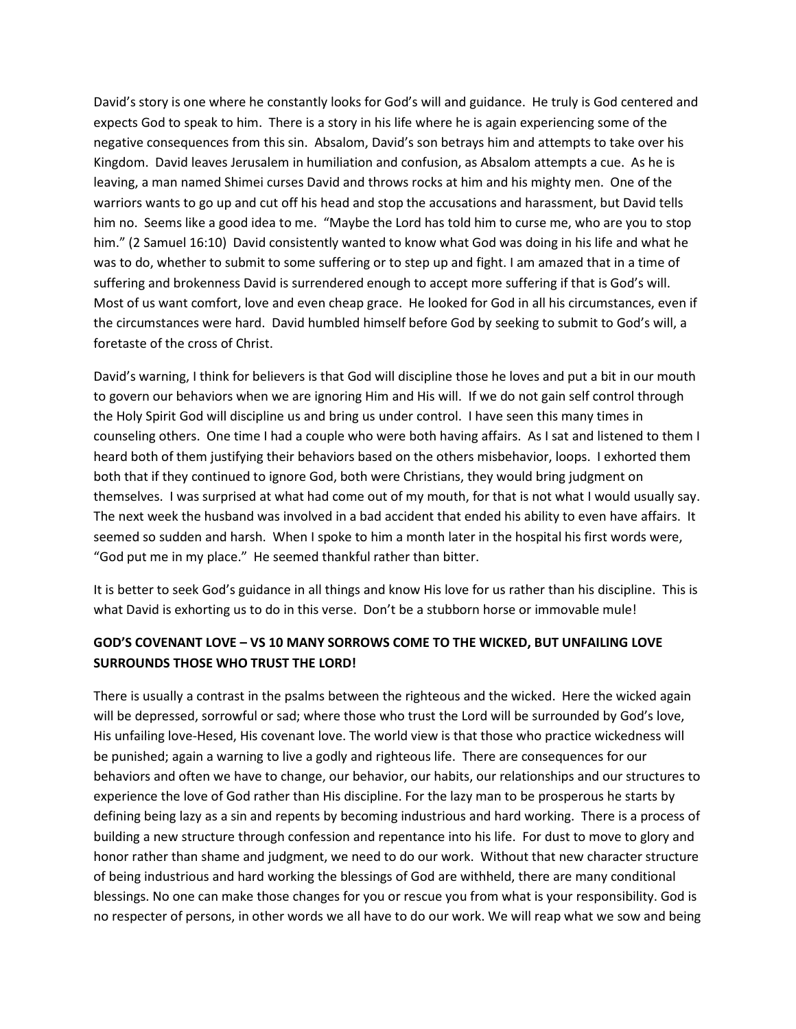David's story is one where he constantly looks for God's will and guidance. He truly is God centered and expects God to speak to him. There is a story in his life where he is again experiencing some of the negative consequences from this sin. Absalom, David's son betrays him and attempts to take over his Kingdom. David leaves Jerusalem in humiliation and confusion, as Absalom attempts a cue. As he is leaving, a man named Shimei curses David and throws rocks at him and his mighty men. One of the warriors wants to go up and cut off his head and stop the accusations and harassment, but David tells him no. Seems like a good idea to me. "Maybe the Lord has told him to curse me, who are you to stop him." (2 Samuel 16:10) David consistently wanted to know what God was doing in his life and what he was to do, whether to submit to some suffering or to step up and fight. I am amazed that in a time of suffering and brokenness David is surrendered enough to accept more suffering if that is God's will. Most of us want comfort, love and even cheap grace. He looked for God in all his circumstances, even if the circumstances were hard. David humbled himself before God by seeking to submit to God's will, a foretaste of the cross of Christ.

David's warning, I think for believers is that God will discipline those he loves and put a bit in our mouth to govern our behaviors when we are ignoring Him and His will. If we do not gain self control through the Holy Spirit God will discipline us and bring us under control. I have seen this many times in counseling others. One time I had a couple who were both having affairs. As I sat and listened to them I heard both of them justifying their behaviors based on the others misbehavior, loops. I exhorted them both that if they continued to ignore God, both were Christians, they would bring judgment on themselves. I was surprised at what had come out of my mouth, for that is not what I would usually say. The next week the husband was involved in a bad accident that ended his ability to even have affairs. It seemed so sudden and harsh. When I spoke to him a month later in the hospital his first words were, "God put me in my place." He seemed thankful rather than bitter.

It is better to seek God's guidance in all things and know His love for us rather than his discipline. This is what David is exhorting us to do in this verse. Don't be a stubborn horse or immovable mule!

**GOD'S COVENANT LOVE – VS 10 MANY SORROWS COME TO THE WICKED, BUT UNFAILING LOVE SURROUNDS THOSE WHO TRUST THE LORD!**

There is usually a contrast in the psalms between the righteous and the wicked. Here the wicked again will be depressed, sorrowful or sad; where those who trust the Lord will be surrounded by God's love, His unfailing love-Hesed, His covenant love. The world view is that those who practice wickedness will be punished; again a warning to live a godly and righteous life. There are consequences for our behaviors and often we have to change, our behavior, our habits, our relationships and our structures to experience the love of God rather than His discipline. For the lazy man to be prosperous he starts by defining being lazy as a sin and repents by becoming industrious and hard working. There is a process of building a new structure through confession and repentance into his life. For dust to move to glory and honor rather than shame and judgment, we need to do our work. Without that new character structure of being industrious and hard working the blessings of God are withheld, there are many conditional blessings. No one can make those changes for you or rescue you from what is your responsibility. God is no respecter of persons, in other words we all have to do our work. We will reap what we sow and being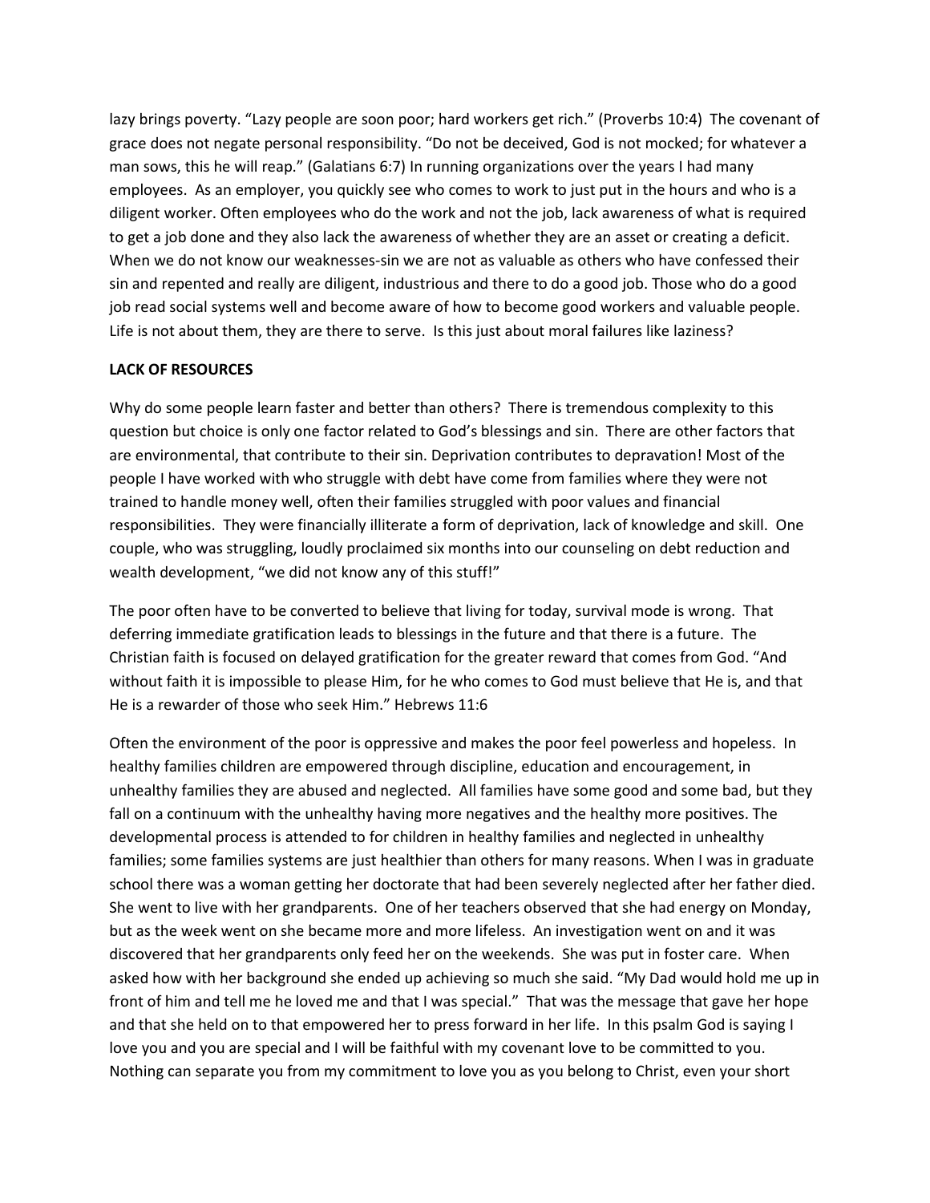lazy brings poverty. "Lazy people are soon poor; hard workers get rich." (Proverbs 10:4) The covenant of grace does not negate personal responsibility. "Do not be deceived, God is not mocked; for whatever a man sows, this he will reap." (Galatians 6:7) In running organizations over the years I had many employees. As an employer, you quickly see who comes to work to just put in the hours and who is a diligent worker. Often employees who do the work and not the job, lack awareness of what is required to get a job done and they also lack the awareness of whether they are an asset or creating a deficit. When we do not know our weaknesses-sin we are not as valuable as others who have confessed their sin and repented and really are diligent, industrious and there to do a good job. Those who do a good job read social systems well and become aware of how to become good workers and valuable people. Life is not about them, they are there to serve. Is this just about moral failures like laziness?

**LACK OF RESOURCES**

Why do some people learn faster and better than others? There is tremendous complexity to this question but choice is only one factor related to God's blessings and sin. There are other factors that are environmental, that contribute to their sin. Deprivation contributes to depravation! Most of the people I have worked with who struggle with debt have come from families where they were not trained to handle money well, often their families struggled with poor values and financial responsibilities. They were financially illiterate a form of deprivation, lack of knowledge and skill. One couple, who was struggling, loudly proclaimed six months into our counseling on debt reduction and wealth development, "we did not know any of this stuff!"

The poor often have to be converted to believe that living for today, survival mode is wrong. That deferring immediate gratification leads to blessings in the future and that there is a future. The Christian faith is focused on delayed gratification for the greater reward that comes from God. "And without faith it is impossible to please Him, for he who comes to God must believe that He is, and that He is a rewarder of those who seek Him." Hebrews 11:6

Often the environment of the poor is oppressive and makes the poor feel powerless and hopeless. In healthy families children are empowered through discipline, education and encouragement, in unhealthy families they are abused and neglected. All families have some good and some bad, but they fall on a continuum with the unhealthy having more negatives and the healthy more positives. The developmental process is attended to for children in healthy families and neglected in unhealthy families; some families systems are just healthier than others for many reasons. When I was in graduate school there was a woman getting her doctorate that had been severely neglected after her father died. She went to live with her grandparents. One of her teachers observed that she had energy on Monday, but as the week went on she became more and more lifeless. An investigation went on and it was discovered that her grandparents only feed her on the weekends. She was put in foster care. When asked how with her background she ended up achieving so much she said. "My Dad would hold me up in front of him and tell me he loved me and that I was special." That was the message that gave her hope and that she held on to that empowered her to press forward in her life. In this psalm God is saying I love you and you are special and I will be faithful with my covenant love to be committed to you. Nothing can separate you from my commitment to love you as you belong to Christ, even your short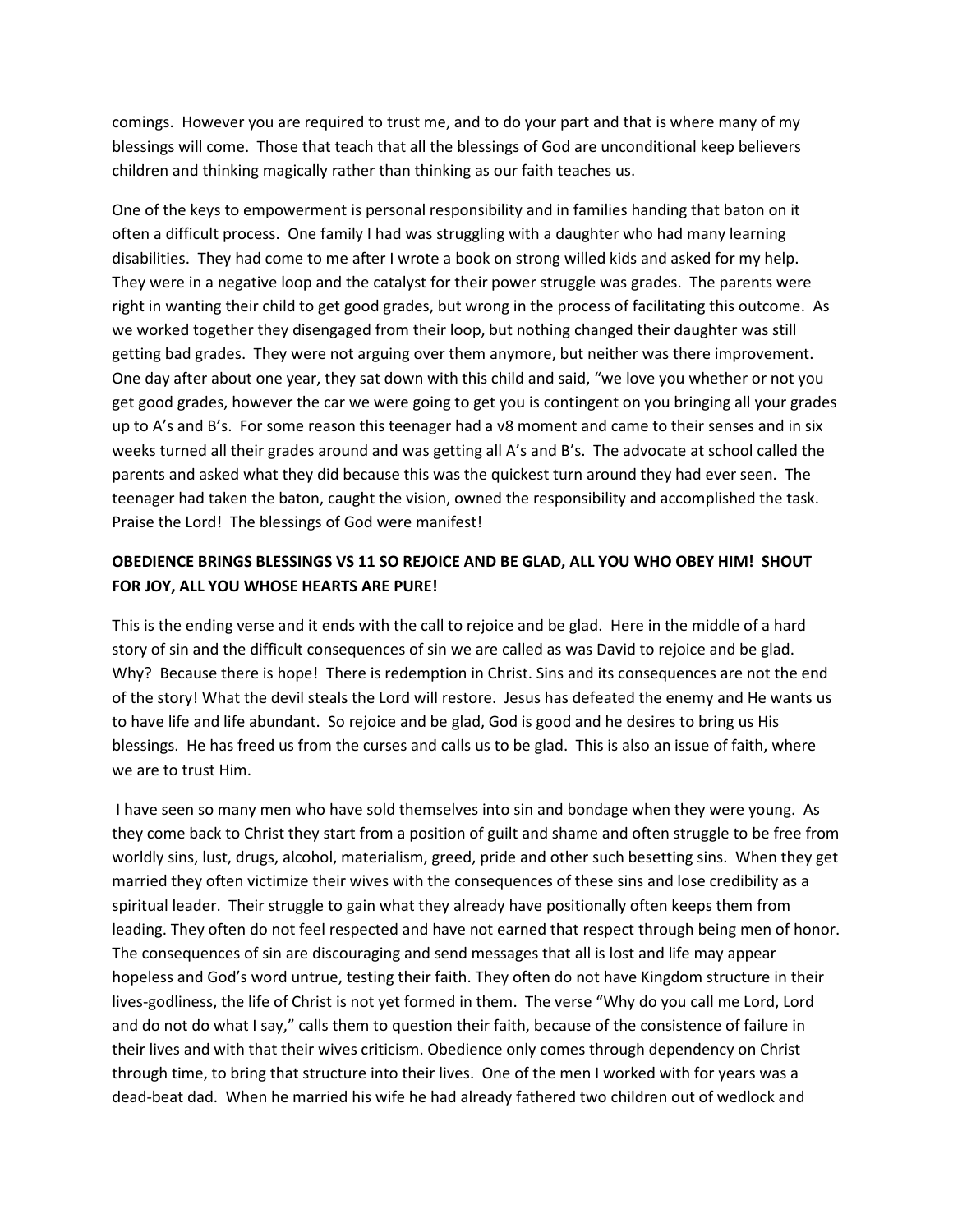comings. However you are required to trust me, and to do your part and that is where many of my blessings will come. Those that teach that all the blessings of God are unconditional keep believers children and thinking magically rather than thinking as our faith teaches us.

One of the keys to empowerment is personal responsibility and in families handing that baton on it often a difficult process. One family I had was struggling with a daughter who had many learning disabilities. They had come to me after I wrote a book on strong willed kids and asked for my help. They were in a negative loop and the catalyst for their power struggle was grades. The parents were right in wanting their child to get good grades, but wrong in the process of facilitating this outcome. As we worked together they disengaged from their loop, but nothing changed their daughter was still getting bad grades. They were not arguing over them anymore, but neither was there improvement. One day after about one year, they sat down with this child and said, "we love you whether or not you get good grades, however the car we were going to get you is contingent on you bringing all your grades up to A's and B's. For some reason this teenager had a v8 moment and came to their senses and in six weeks turned all their grades around and was getting all A's and B's. The advocate at school called the parents and asked what they did because this was the quickest turn around they had ever seen. The teenager had taken the baton, caught the vision, owned the responsibility and accomplished the task. Praise the Lord! The blessings of God were manifest!

**OBEDIENCE BRINGS BLESSINGS VS 11 SO REJOICE AND BE GLAD, ALL YOU WHO OBEY HIM! SHOUT FOR JOY, ALL YOU WHOSE HEARTS ARE PURE!**

This is the ending verse and it ends with the call to rejoice and be glad. Here in the middle of a hard story of sin and the difficult consequences of sin we are called as was David to rejoice and be glad. Why? Because there is hope! There is redemption in Christ. Sins and its consequences are not the end of the story! What the devil steals the Lord will restore. Jesus has defeated the enemy and He wants us to have life and life abundant. So rejoice and be glad, God is good and he desires to bring us His blessings. He has freed us from the curses and calls us to be glad. This is also an issue of faith, where we are to trust Him.

I have seen so many men who have sold themselves into sin and bondage when they were young. As they come back to Christ they start from a position of guilt and shame and often struggle to be free from worldly sins, lust, drugs, alcohol, materialism, greed, pride and other such besetting sins. When they get married they often victimize their wives with the consequences of these sins and lose credibility as a spiritual leader. Their struggle to gain what they already have positionally often keeps them from leading. They often do not feel respected and have not earned that respect through being men of honor. The consequences of sin are discouraging and send messages that all is lost and life may appear hopeless and God's word untrue, testing their faith. They often do not have Kingdom structure in their lives-godliness, the life of Christ is not yet formed in them. The verse "Why do you call me Lord, Lord and do not do what I say," calls them to question their faith, because of the consistence of failure in their lives and with that their wives criticism. Obedience only comes through dependency on Christ through time, to bring that structure into their lives. One of the men I worked with for years was a dead-beat dad. When he married his wife he had already fathered two children out of wedlock and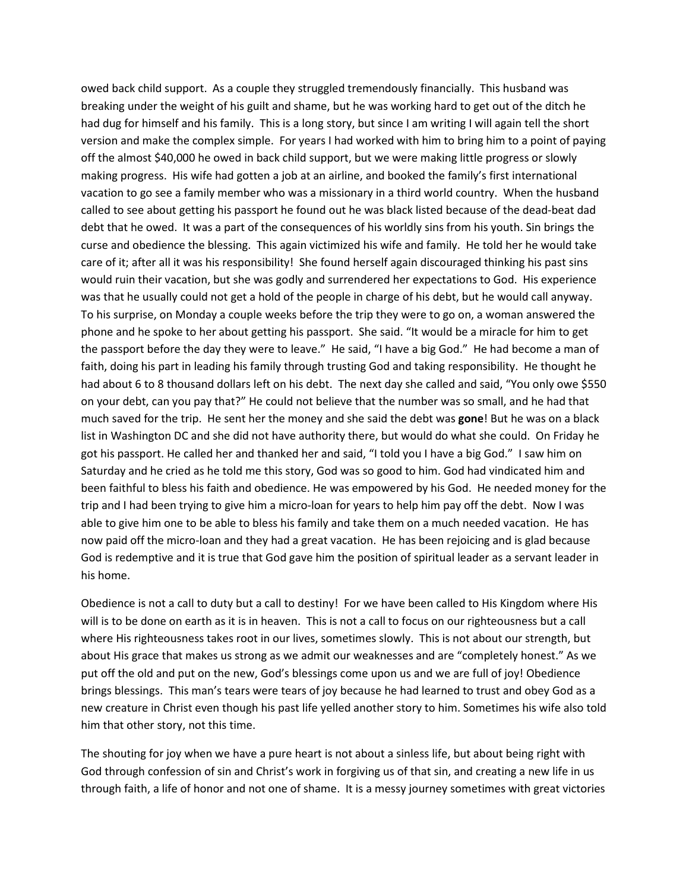owed back child support. As a couple they struggled tremendously financially. This husband was breaking under the weight of his guilt and shame, but he was working hard to get out of the ditch he had dug for himself and his family. This is a long story, but since I am writing I will again tell the short version and make the complex simple. For years I had worked with him to bring him to a point of paying off the almost $40,000 he owed in back child support, but we were making little progress or slowly making progress. His wife had gotten a job at an airline, and booked the family's first international vacation to go see a family member who was a missionary in a third world country. When the husband called to see about getting his passport he found out he was black listed because of the dead-beat dad debt that he owed. It was a part of the consequences of his worldly sins from his youth. Sin brings the curse and obedience the blessing. This again victimized his wife and family. He told her he would take care of it; after all it was his responsibility! She found herself again discouraged thinking his past sins would ruin their vacation, but she was godly and surrendered her expectations to God. His experience was that he usually could not get a hold of the people in charge of his debt, but he would call anyway. To his surprise, on Monday a couple weeks before the trip they were to go on, a woman answered the phone and he spoke to her about getting his passport. She said. "It would be a miracle for him to get the passport before the day they were to leave." He said, "I have a big God." He had become a man of faith, doing his part in leading his family through trusting God and taking responsibility. He thought he had about 6 to 8 thousand dollars left on his debt. The next day she called and said, "You only owe $550 on your debt, can you pay that?" He could not believe that the number was so small, and he had that much saved for the trip. He sent her the money and she said the debt was **gone**! But he was on a black list in Washington DC and she did not have authority there, but would do what she could. On Friday he got his passport. He called her and thanked her and said, "I told you I have a big God." I saw him on Saturday and he cried as he told me this story, God was so good to him. God had vindicated him and been faithful to bless his faith and obedience. He was empowered by his God. He needed money for the trip and I had been trying to give him a micro-loan for years to help him pay off the debt. Now I was able to give him one to be able to bless his family and take them on a much needed vacation. He has now paid off the micro-loan and they had a great vacation. He has been rejoicing and is glad because God is redemptive and it is true that God gave him the position of spiritual leader as a servant leader in his home.

Obedience is not a call to duty but a call to destiny! For we have been called to His Kingdom where His will is to be done on earth as it is in heaven. This is not a call to focus on our righteousness but a call where His righteousness takes root in our lives, sometimes slowly. This is not about our strength, but about His grace that makes us strong as we admit our weaknesses and are "completely honest." As we put off the old and put on the new, God's blessings come upon us and we are full of joy! Obedience brings blessings. This man's tears were tears of joy because he had learned to trust and obey God as a new creature in Christ even though his past life yelled another story to him. Sometimes his wife also told him that other story, not this time.

The shouting for joy when we have a pure heart is not about a sinless life, but about being right with God through confession of sin and Christ's work in forgiving us of that sin, and creating a new life in us through faith, a life of honor and not one of shame. It is a messy journey sometimes with great victories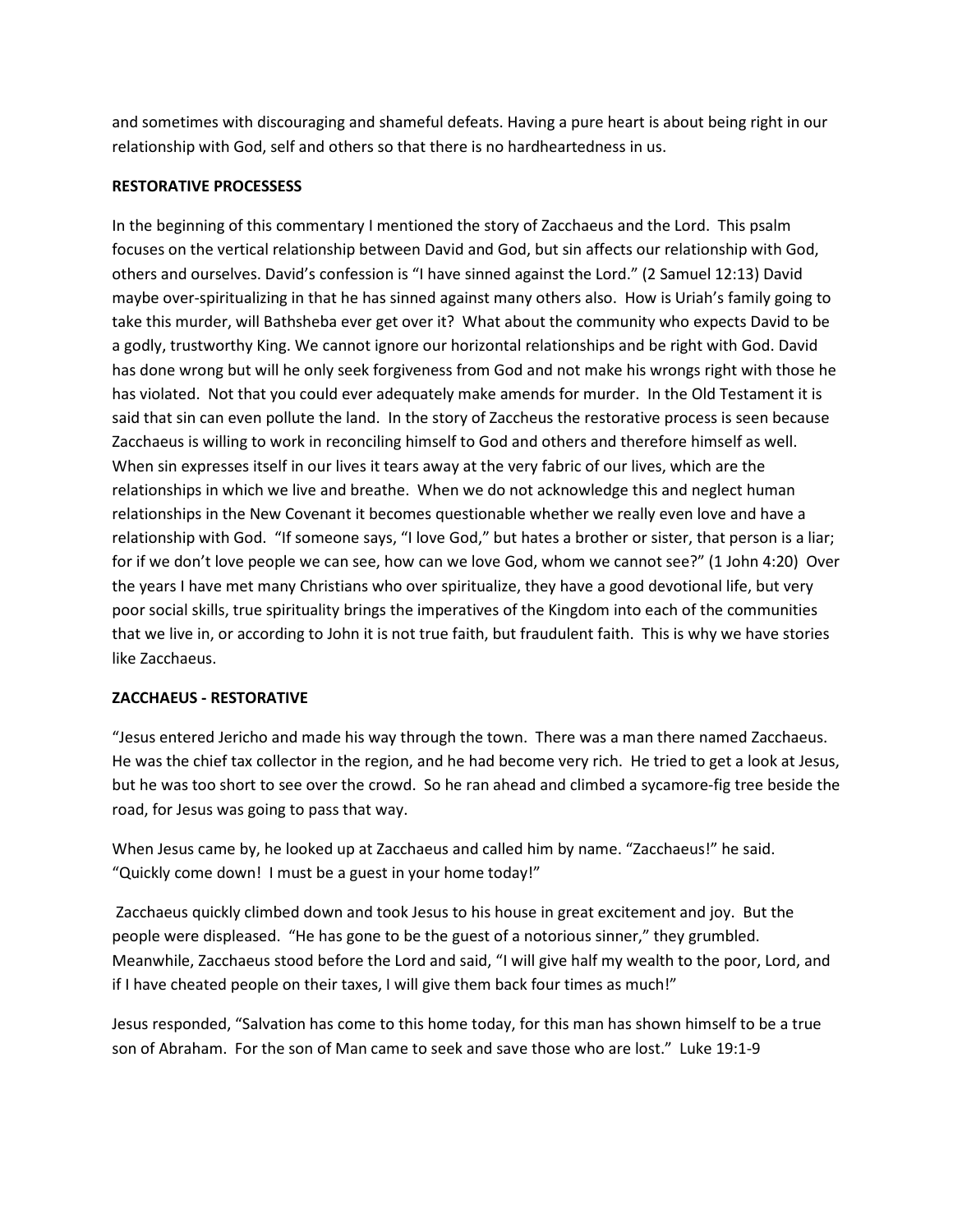and sometimes with discouraging and shameful defeats. Having a pure heart is about being right in our relationship with God, self and others so that there is no hardheartedness in us.

**RESTORATIVE PROCESSESS**

In the beginning of this commentary I mentioned the story of Zacchaeus and the Lord. This psalm focuses on the vertical relationship between David and God, but sin affects our relationship with God, others and ourselves. David's confession is "I have sinned against the Lord." (2 Samuel 12:13) David maybe over-spiritualizing in that he has sinned against many others also. How is Uriah's family going to take this murder, will Bathsheba ever get over it? What about the community who expects David to be a godly, trustworthy King. We cannot ignore our horizontal relationships and be right with God. David has done wrong but will he only seek forgiveness from God and not make his wrongs right with those he has violated. Not that you could ever adequately make amends for murder. In the Old Testament it is said that sin can even pollute the land. In the story of Zaccheus the restorative process is seen because Zacchaeus is willing to work in reconciling himself to God and others and therefore himself as well. When sin expresses itself in our lives it tears away at the very fabric of our lives, which are the relationships in which we live and breathe. When we do not acknowledge this and neglect human relationships in the New Covenant it becomes questionable whether we really even love and have a relationship with God. "If someone says, "I love God," but hates a brother or sister, that person is a liar; for if we don't love people we can see, how can we love God, whom we cannot see?" (1 John 4:20) Over the years I have met many Christians who over spiritualize, they have a good devotional life, but very poor social skills, true spirituality brings the imperatives of the Kingdom into each of the communities that we live in, or according to John it is not true faith, but fraudulent faith. This is why we have stories like Zacchaeus.

**ZACCHAEUS - RESTORATIVE**

"Jesus entered Jericho and made his way through the town. There was a man there named Zacchaeus. He was the chief tax collector in the region, and he had become very rich. He tried to get a look at Jesus, but he was too short to see over the crowd. So he ran ahead and climbed a sycamore-fig tree beside the road, for Jesus was going to pass that way.

When Jesus came by, he looked up at Zacchaeus and called him by name. "Zacchaeus!" he said. "Quickly come down! I must be a guest in your home today!"

Zacchaeus quickly climbed down and took Jesus to his house in great excitement and joy. But the people were displeased. "He has gone to be the guest of a notorious sinner," they grumbled. Meanwhile, Zacchaeus stood before the Lord and said, "I will give half my wealth to the poor, Lord, and if I have cheated people on their taxes, I will give them back four times as much!"

Jesus responded, "Salvation has come to this home today, for this man has shown himself to be a true son of Abraham. For the son of Man came to seek and save those who are lost." Luke 19:1-9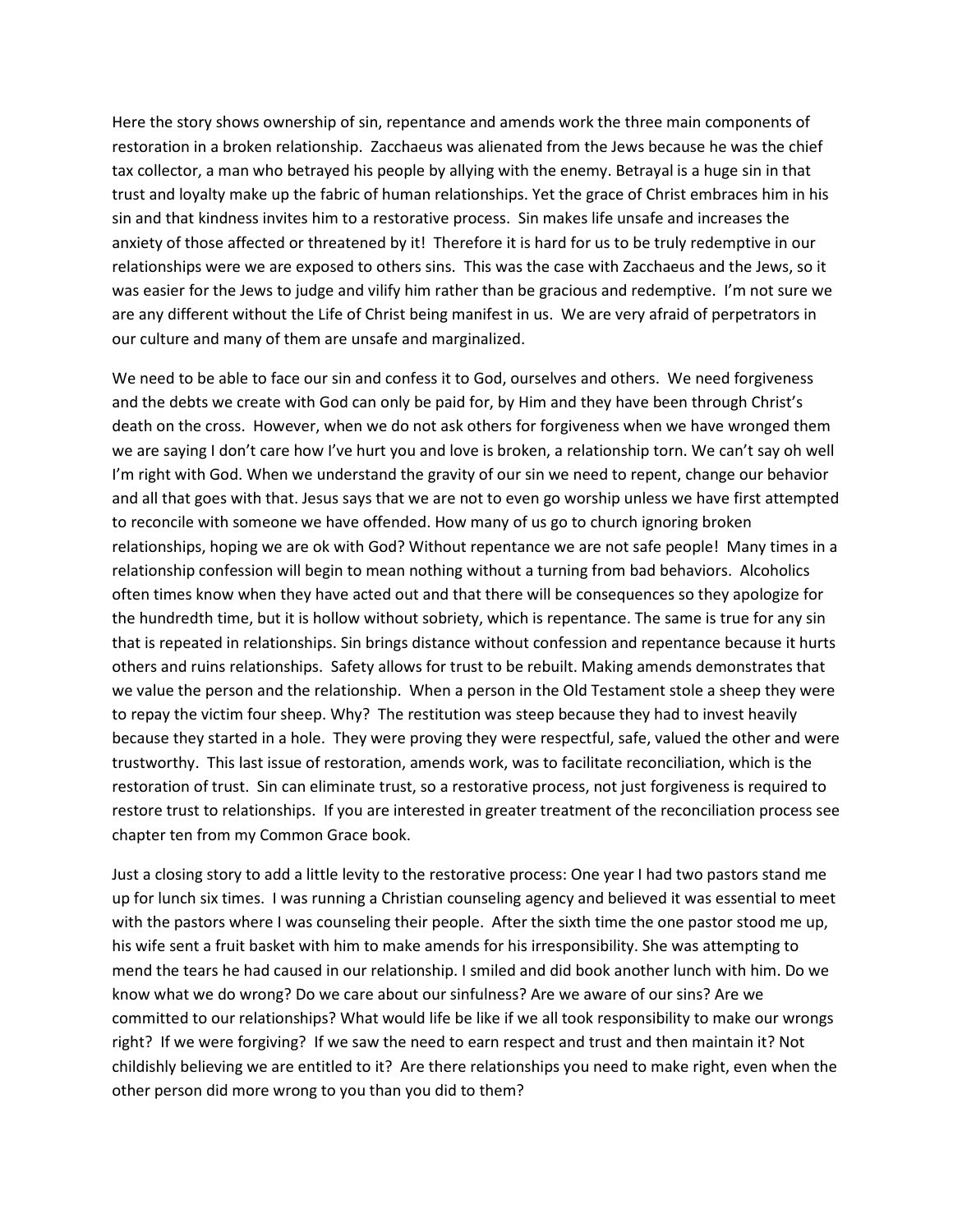Here the story shows ownership of sin, repentance and amends work the three main components of restoration in a broken relationship. Zacchaeus was alienated from the Jews because he was the chief tax collector, a man who betrayed his people by allying with the enemy. Betrayal is a huge sin in that trust and loyalty make up the fabric of human relationships. Yet the grace of Christ embraces him in his sin and that kindness invites him to a restorative process. Sin makes life unsafe and increases the anxiety of those affected or threatened by it! Therefore it is hard for us to be truly redemptive in our relationships were we are exposed to others sins. This was the case with Zacchaeus and the Jews, so it was easier for the Jews to judge and vilify him rather than be gracious and redemptive. I'm not sure we are any different without the Life of Christ being manifest in us. We are very afraid of perpetrators in our culture and many of them are unsafe and marginalized.

We need to be able to face our sin and confess it to God, ourselves and others. We need forgiveness and the debts we create with God can only be paid for, by Him and they have been through Christ's death on the cross. However, when we do not ask others for forgiveness when we have wronged them we are saying I don't care how I've hurt you and love is broken, a relationship torn. We can't say oh well I'm right with God. When we understand the gravity of our sin we need to repent, change our behavior and all that goes with that. Jesus says that we are not to even go worship unless we have first attempted to reconcile with someone we have offended. How many of us go to church ignoring broken relationships, hoping we are ok with God? Without repentance we are not safe people! Many times in a relationship confession will begin to mean nothing without a turning from bad behaviors. Alcoholics often times know when they have acted out and that there will be consequences so they apologize for the hundredth time, but it is hollow without sobriety, which is repentance. The same is true for any sin that is repeated in relationships. Sin brings distance without confession and repentance because it hurts others and ruins relationships. Safety allows for trust to be rebuilt. Making amends demonstrates that we value the person and the relationship. When a person in the Old Testament stole a sheep they were to repay the victim four sheep. Why? The restitution was steep because they had to invest heavily because they started in a hole. They were proving they were respectful, safe, valued the other and were trustworthy. This last issue of restoration, amends work, was to facilitate reconciliation, which is the restoration of trust. Sin can eliminate trust, so a restorative process, not just forgiveness is required to restore trust to relationships. If you are interested in greater treatment of the reconciliation process see chapter ten from my Common Grace book.

Just a closing story to add a little levity to the restorative process: One year I had two pastors stand me up for lunch six times. I was running a Christian counseling agency and believed it was essential to meet with the pastors where I was counseling their people. After the sixth time the one pastor stood me up, his wife sent a fruit basket with him to make amends for his irresponsibility. She was attempting to mend the tears he had caused in our relationship. I smiled and did book another lunch with him. Do we know what we do wrong? Do we care about our sinfulness? Are we aware of our sins? Are we committed to our relationships? What would life be like if we all took responsibility to make our wrongs right? If we were forgiving? If we saw the need to earn respect and trust and then maintain it? Not childishly believing we are entitled to it? Are there relationships you need to make right, even when the other person did more wrong to you than you did to them?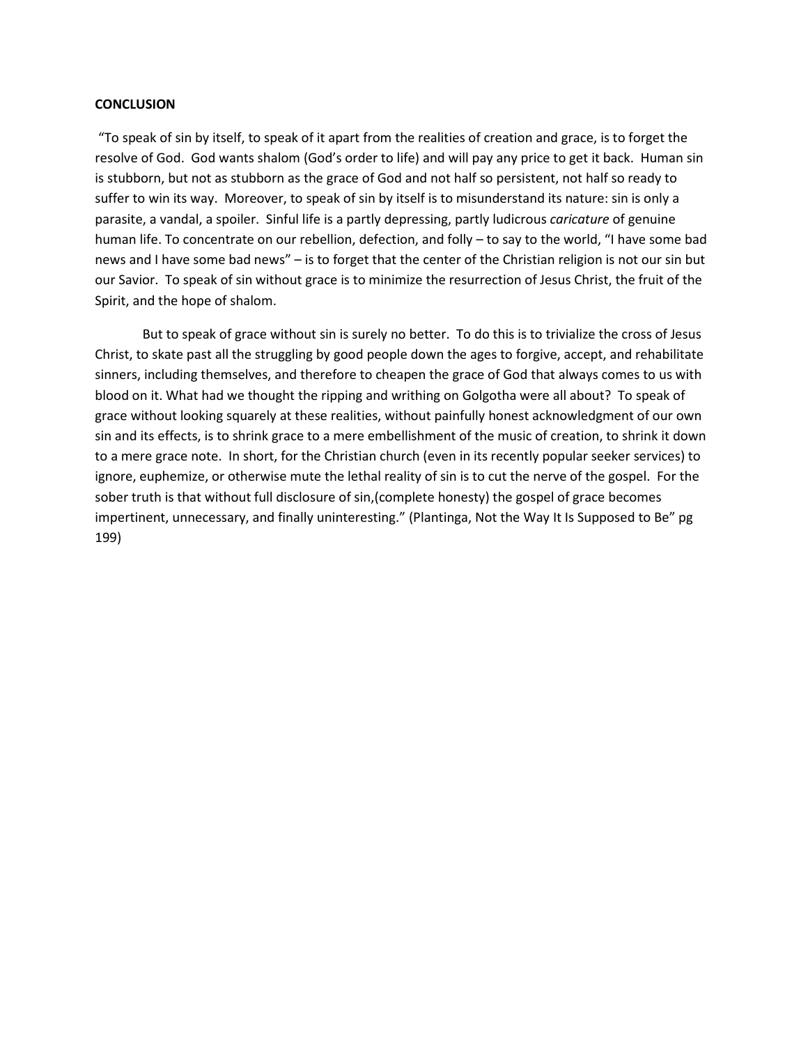**CONCLUSION**

"To speak of sin by itself, to speak of it apart from the realities of creation and grace, is to forget the resolve of God. God wants shalom (God's order to life) and will pay any price to get it back. Human sin is stubborn, but not as stubborn as the grace of God and not half so persistent, not half so ready to suffer to win its way. Moreover, to speak of sin by itself is to misunderstand its nature: sin is only a parasite, a vandal, a spoiler. Sinful life is a partly depressing, partly ludicrous *caricature* of genuine human life. To concentrate on our rebellion, defection, and folly – to say to the world, "I have some bad news and I have some bad news" – is to forget that the center of the Christian religion is not our sin but our Savior. To speak of sin without grace is to minimize the resurrection of Jesus Christ, the fruit of the Spirit, and the hope of shalom.

But to speak of grace without sin is surely no better. To do this is to trivialize the cross of Jesus Christ, to skate past all the struggling by good people down the ages to forgive, accept, and rehabilitate sinners, including themselves, and therefore to cheapen the grace of God that always comes to us with blood on it. What had we thought the ripping and writhing on Golgotha were all about? To speak of grace without looking squarely at these realities, without painfully honest acknowledgment of our own sin and its effects, is to shrink grace to a mere embellishment of the music of creation, to shrink it down to a mere grace note. In short, for the Christian church (even in its recently popular seeker services) to ignore, euphemize, or otherwise mute the lethal reality of sin is to cut the nerve of the gospel. For the sober truth is that without full disclosure of sin,(complete honesty) the gospel of grace becomes impertinent, unnecessary, and finally uninteresting." (Plantinga, Not the Way It Is Supposed to Be" pg 199)